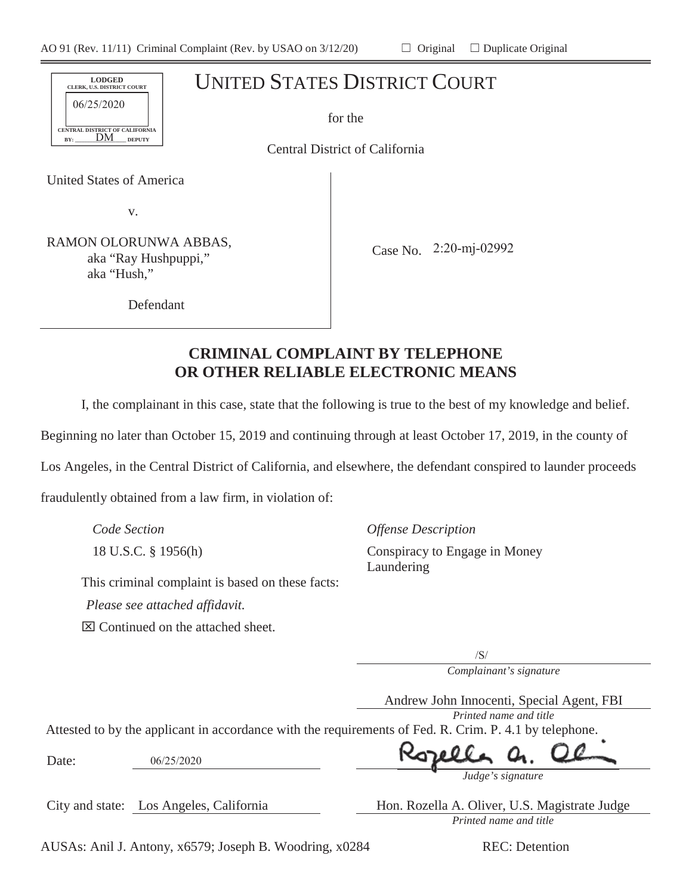AO 91 (Rev. 11/11) Criminal Complaint (Rev. by USAO on 3/12/20) ☐ Original ☐ Duplicate Original

LODGED
CLERK, U.S. DISTRICT COURT
06/25/2020
CENTRAL DISTRICT OF CALIFORNIA
BY: DM DEPUTY

# UNITED STATES DISTRICT COURT

for the

Central District of California

United States of America

v.

RAMON OLORUNWA ABBAS,
aka "Ray Hushpuppi,"
aka "Hush,"

Defendant

Case No. 2:20-mj-02992

## CRIMINAL COMPLAINT BY TELEPHONE OR OTHER RELIABLE ELECTRONIC MEANS

I, the complainant in this case, state that the following is true to the best of my knowledge and belief. Beginning no later than October 15, 2019 and continuing through at least October 17, 2019, in the county of Los Angeles, in the Central District of California, and elsewhere, the defendant conspired to launder proceeds fraudulently obtained from a law firm, in violation of:

| *Code Section* | *Offense Description* |
|---|---|
| 18 U.S.C. § 1956(h) | Conspiracy to Engage in Money Laundering |

This criminal complaint is based on these facts:

*Please see attached affidavit.*

☒ Continued on the attached sheet.

/S/
*Complainant's signature*

Andrew John Innocenti, Special Agent, FBI
*Printed name and title*

Attested to by the applicant in accordance with the requirements of Fed. R. Crim. P. 4.1 by telephone.

Date: 06/25/2020

Rozella A. Oliver
*Judge's signature*

City and state: Los Angeles, California

Hon. Rozella A. Oliver, U.S. Magistrate Judge
*Printed name and title*

AUSAs: Anil J. Antony, x6579; Joseph B. Woodring, x0284 REC: Detention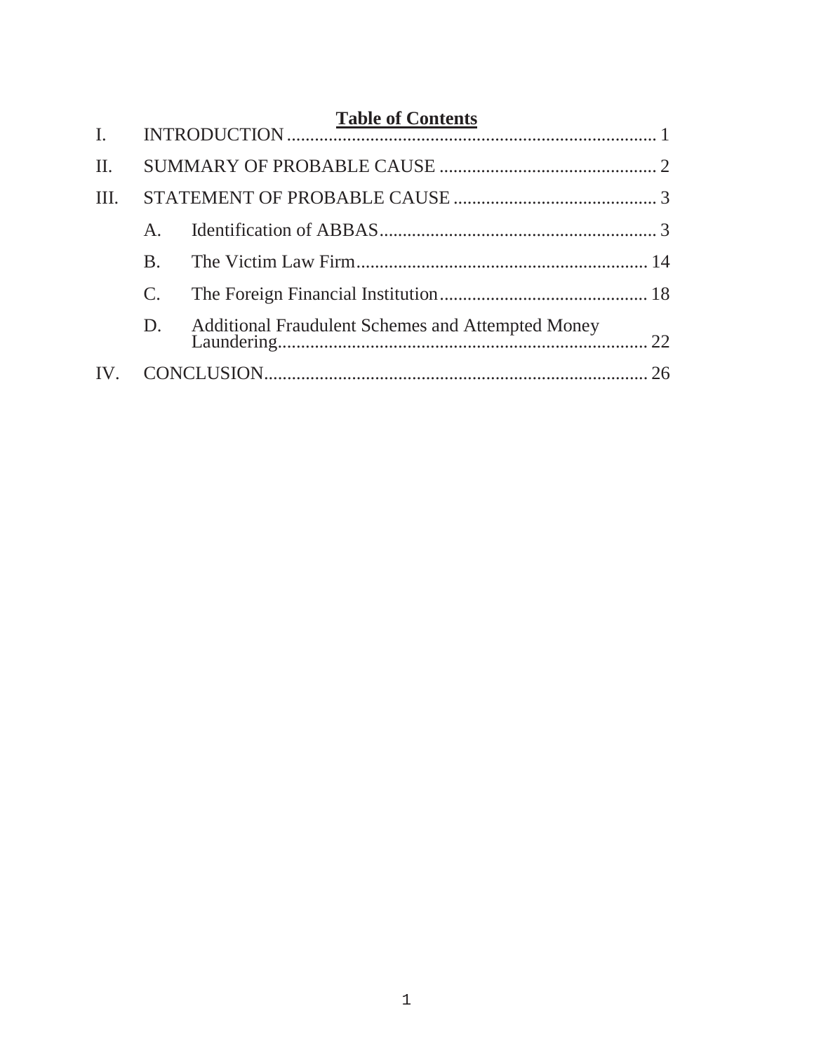## Table of Contents

I. INTRODUCTION ................................................................................ 1

II. SUMMARY OF PROBABLE CAUSE ............................................... 2

III. STATEMENT OF PROBABLE CAUSE ............................................ 3

  A. Identification of ABBAS ............................................................ 3

  B. The Victim Law Firm ............................................................... 14

  C. The Foreign Financial Institution ............................................. 18

  D. Additional Fraudulent Schemes and Attempted Money Laundering ................................................................................ 22

IV. CONCLUSION ................................................................................... 26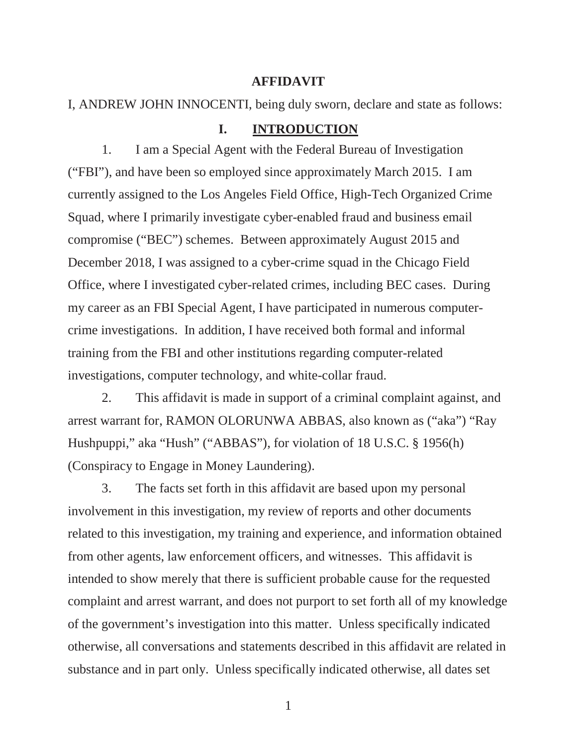# AFFIDAVIT

I, ANDREW JOHN INNOCENTI, being duly sworn, declare and state as follows:

## I. INTRODUCTION

1. I am a Special Agent with the Federal Bureau of Investigation ("FBI"), and have been so employed since approximately March 2015. I am currently assigned to the Los Angeles Field Office, High-Tech Organized Crime Squad, where I primarily investigate cyber-enabled fraud and business email compromise ("BEC") schemes. Between approximately August 2015 and December 2018, I was assigned to a cyber-crime squad in the Chicago Field Office, where I investigated cyber-related crimes, including BEC cases. During my career as an FBI Special Agent, I have participated in numerous computer-crime investigations. In addition, I have received both formal and informal training from the FBI and other institutions regarding computer-related investigations, computer technology, and white-collar fraud.

2. This affidavit is made in support of a criminal complaint against, and arrest warrant for, RAMON OLORUNWA ABBAS, also known as ("aka") "Ray Hushpuppi," aka "Hush" ("ABBAS"), for violation of 18 U.S.C. § 1956(h) (Conspiracy to Engage in Money Laundering).

3. The facts set forth in this affidavit are based upon my personal involvement in this investigation, my review of reports and other documents related to this investigation, my training and experience, and information obtained from other agents, law enforcement officers, and witnesses. This affidavit is intended to show merely that there is sufficient probable cause for the requested complaint and arrest warrant, and does not purport to set forth all of my knowledge of the government's investigation into this matter. Unless specifically indicated otherwise, all conversations and statements described in this affidavit are related in substance and in part only. Unless specifically indicated otherwise, all dates set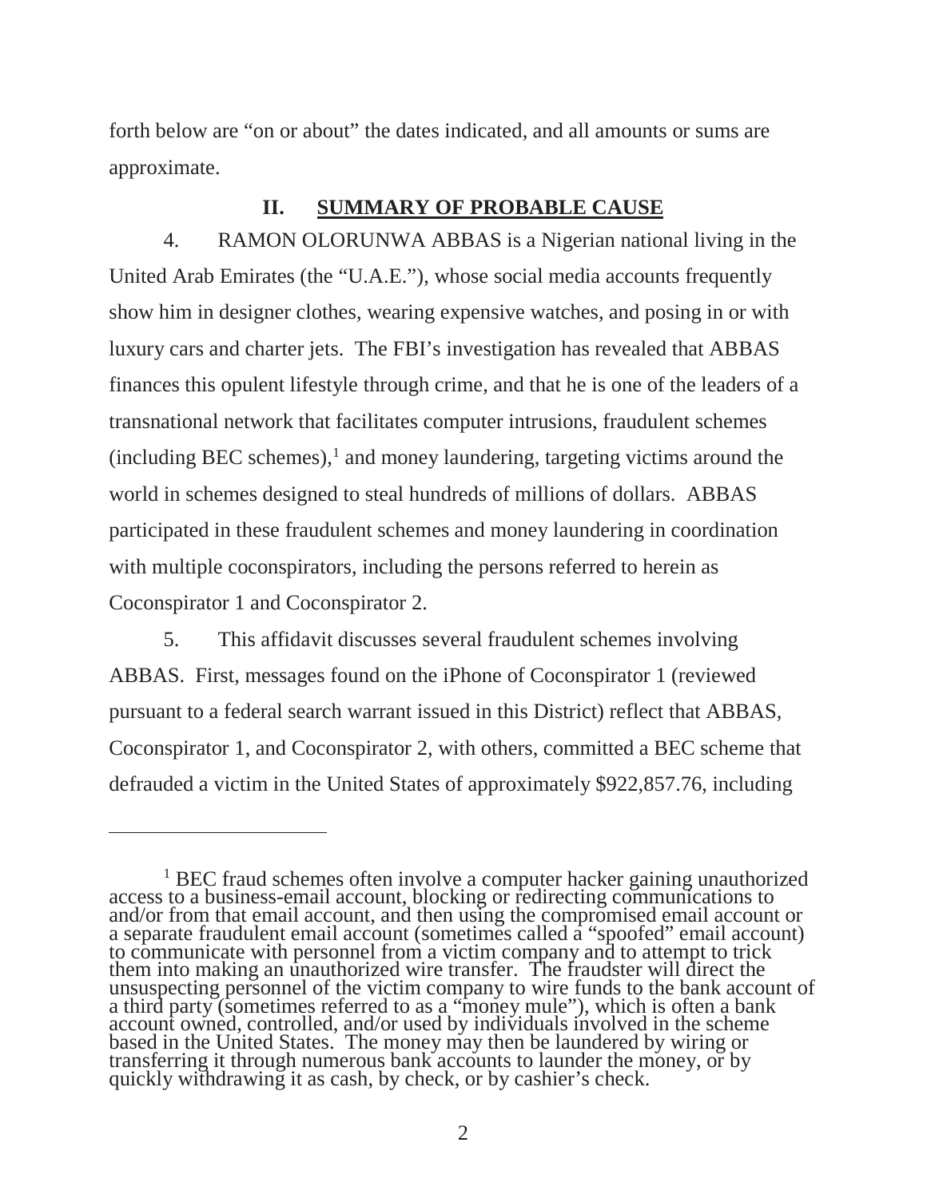forth below are "on or about" the dates indicated, and all amounts or sums are approximate.

## II. SUMMARY OF PROBABLE CAUSE

4. RAMON OLORUNWA ABBAS is a Nigerian national living in the United Arab Emirates (the "U.A.E."), whose social media accounts frequently show him in designer clothes, wearing expensive watches, and posing in or with luxury cars and charter jets. The FBI's investigation has revealed that ABBAS finances this opulent lifestyle through crime, and that he is one of the leaders of a transnational network that facilitates computer intrusions, fraudulent schemes (including BEC schemes),[1] and money laundering, targeting victims around the world in schemes designed to steal hundreds of millions of dollars. ABBAS participated in these fraudulent schemes and money laundering in coordination with multiple coconspirators, including the persons referred to herein as Coconspirator 1 and Coconspirator 2.

5. This affidavit discusses several fraudulent schemes involving ABBAS. First, messages found on the iPhone of Coconspirator 1 (reviewed pursuant to a federal search warrant issued in this District) reflect that ABBAS, Coconspirator 1, and Coconspirator 2, with others, committed a BEC scheme that defrauded a victim in the United States of approximately $922,857.76, including

---

[1] BEC fraud schemes often involve a computer hacker gaining unauthorized access to a business-email account, blocking or redirecting communications to and/or from that email account, and then using the compromised email account or a separate fraudulent email account (sometimes called a "spoofed" email account) to communicate with personnel from a victim company and to attempt to trick them into making an unauthorized wire transfer. The fraudster will direct the unsuspecting personnel of the victim company to wire funds to the bank account of a third party (sometimes referred to as a "money mule"), which is often a bank account owned, controlled, and/or used by individuals involved in the scheme based in the United States. The money may then be laundered by wiring or transferring it through numerous bank accounts to launder the money, or by quickly withdrawing it as cash, by check, or by cashier's check.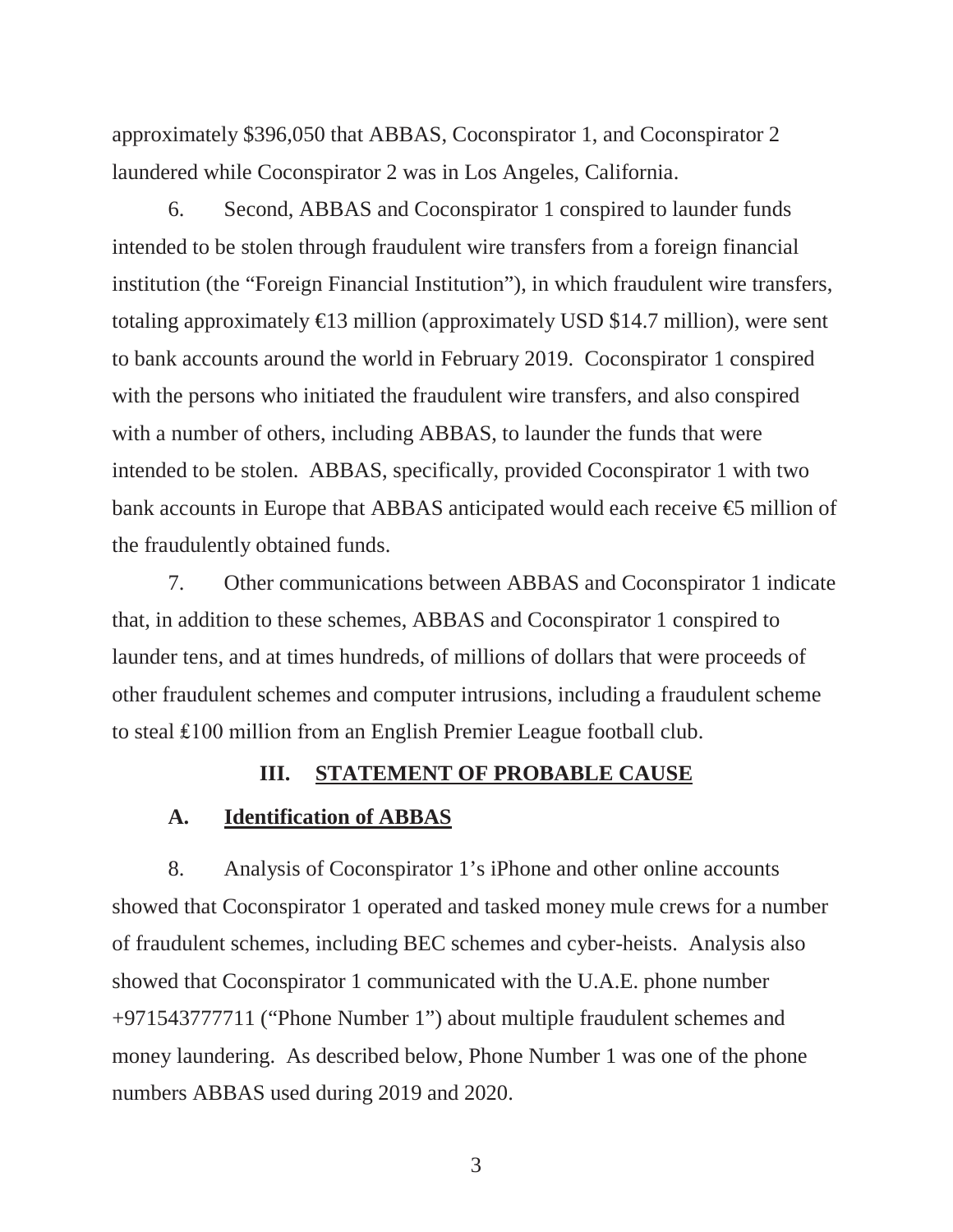approximately $396,050 that ABBAS, Coconspirator 1, and Coconspirator 2 laundered while Coconspirator 2 was in Los Angeles, California.

6. Second, ABBAS and Coconspirator 1 conspired to launder funds intended to be stolen through fraudulent wire transfers from a foreign financial institution (the "Foreign Financial Institution"), in which fraudulent wire transfers, totaling approximately €13 million (approximately USD $14.7 million), were sent to bank accounts around the world in February 2019. Coconspirator 1 conspired with the persons who initiated the fraudulent wire transfers, and also conspired with a number of others, including ABBAS, to launder the funds that were intended to be stolen. ABBAS, specifically, provided Coconspirator 1 with two bank accounts in Europe that ABBAS anticipated would each receive €5 million of the fraudulently obtained funds.

7. Other communications between ABBAS and Coconspirator 1 indicate that, in addition to these schemes, ABBAS and Coconspirator 1 conspired to launder tens, and at times hundreds, of millions of dollars that were proceeds of other fraudulent schemes and computer intrusions, including a fraudulent scheme to steal £100 million from an English Premier League football club.

## III. STATEMENT OF PROBABLE CAUSE

### A. Identification of ABBAS

8. Analysis of Coconspirator 1's iPhone and other online accounts showed that Coconspirator 1 operated and tasked money mule crews for a number of fraudulent schemes, including BEC schemes and cyber-heists. Analysis also showed that Coconspirator 1 communicated with the U.A.E. phone number +971543777711 ("Phone Number 1") about multiple fraudulent schemes and money laundering. As described below, Phone Number 1 was one of the phone numbers ABBAS used during 2019 and 2020.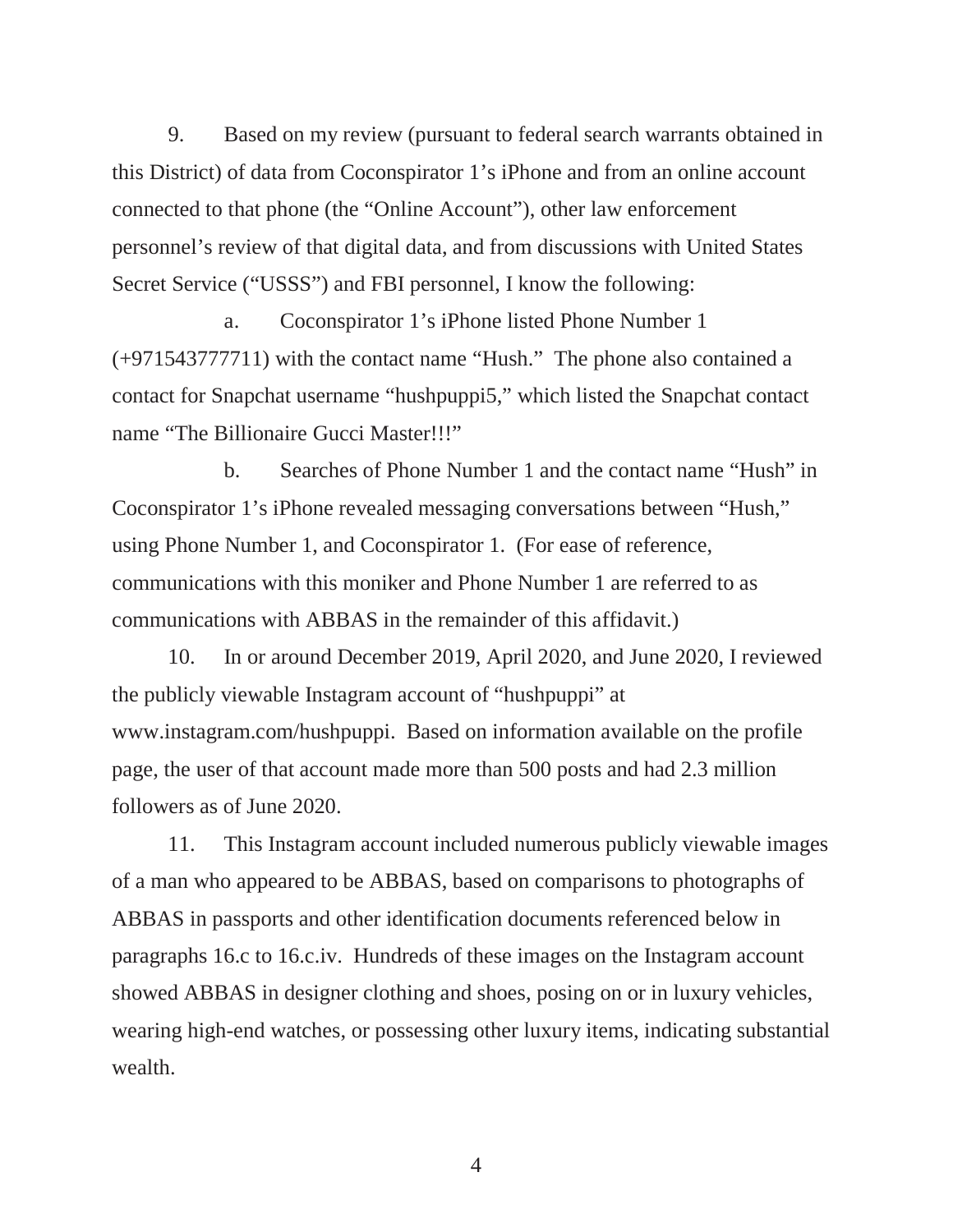9. Based on my review (pursuant to federal search warrants obtained in this District) of data from Coconspirator 1's iPhone and from an online account connected to that phone (the "Online Account"), other law enforcement personnel's review of that digital data, and from discussions with United States Secret Service ("USSS") and FBI personnel, I know the following:

a. Coconspirator 1's iPhone listed Phone Number 1 (+971543777711) with the contact name "Hush." The phone also contained a contact for Snapchat username "hushpuppi5," which listed the Snapchat contact name "The Billionaire Gucci Master!!!"

b. Searches of Phone Number 1 and the contact name "Hush" in Coconspirator 1's iPhone revealed messaging conversations between "Hush," using Phone Number 1, and Coconspirator 1. (For ease of reference, communications with this moniker and Phone Number 1 are referred to as communications with ABBAS in the remainder of this affidavit.)

10. In or around December 2019, April 2020, and June 2020, I reviewed the publicly viewable Instagram account of "hushpuppi" at www.instagram.com/hushpuppi. Based on information available on the profile page, the user of that account made more than 500 posts and had 2.3 million followers as of June 2020.

11. This Instagram account included numerous publicly viewable images of a man who appeared to be ABBAS, based on comparisons to photographs of ABBAS in passports and other identification documents referenced below in paragraphs 16.c to 16.c.iv. Hundreds of these images on the Instagram account showed ABBAS in designer clothing and shoes, posing on or in luxury vehicles, wearing high-end watches, or possessing other luxury items, indicating substantial wealth.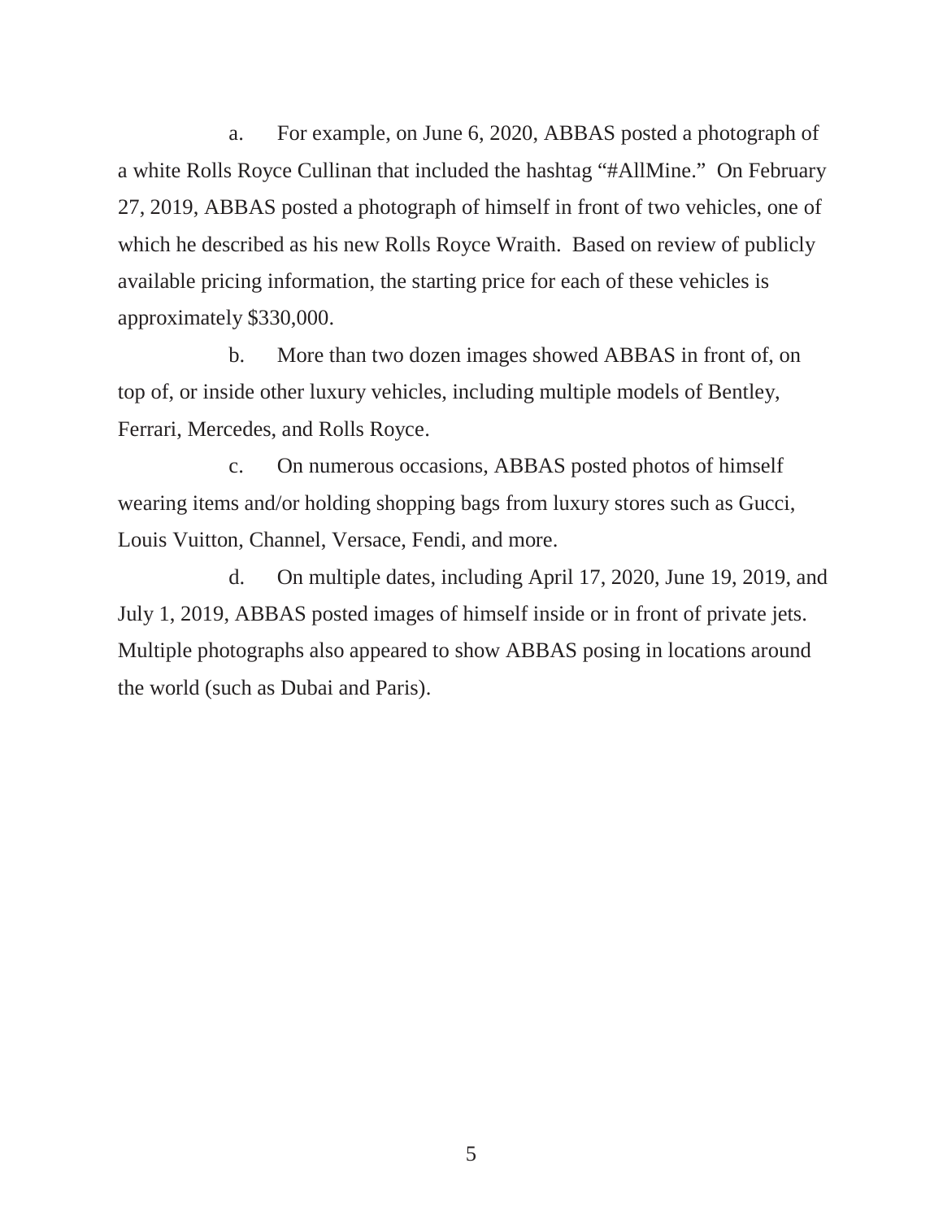a. For example, on June 6, 2020, ABBAS posted a photograph of a white Rolls Royce Cullinan that included the hashtag "#AllMine." On February 27, 2019, ABBAS posted a photograph of himself in front of two vehicles, one of which he described as his new Rolls Royce Wraith. Based on review of publicly available pricing information, the starting price for each of these vehicles is approximately $330,000.

b. More than two dozen images showed ABBAS in front of, on top of, or inside other luxury vehicles, including multiple models of Bentley, Ferrari, Mercedes, and Rolls Royce.

c. On numerous occasions, ABBAS posted photos of himself wearing items and/or holding shopping bags from luxury stores such as Gucci, Louis Vuitton, Channel, Versace, Fendi, and more.

d. On multiple dates, including April 17, 2020, June 19, 2019, and July 1, 2019, ABBAS posted images of himself inside or in front of private jets. Multiple photographs also appeared to show ABBAS posing in locations around the world (such as Dubai and Paris).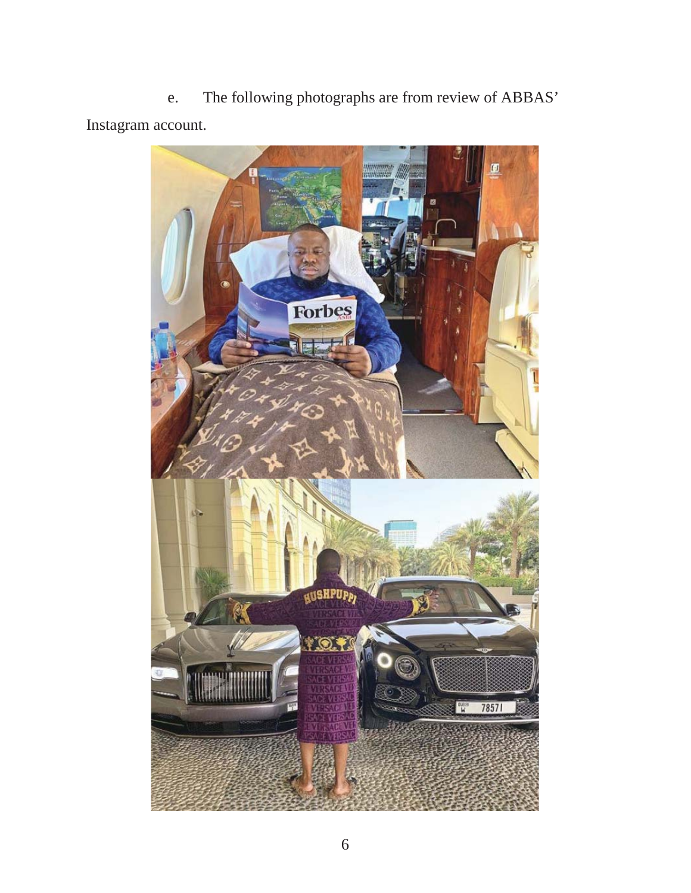e. The following photographs are from review of ABBAS' Instagram account.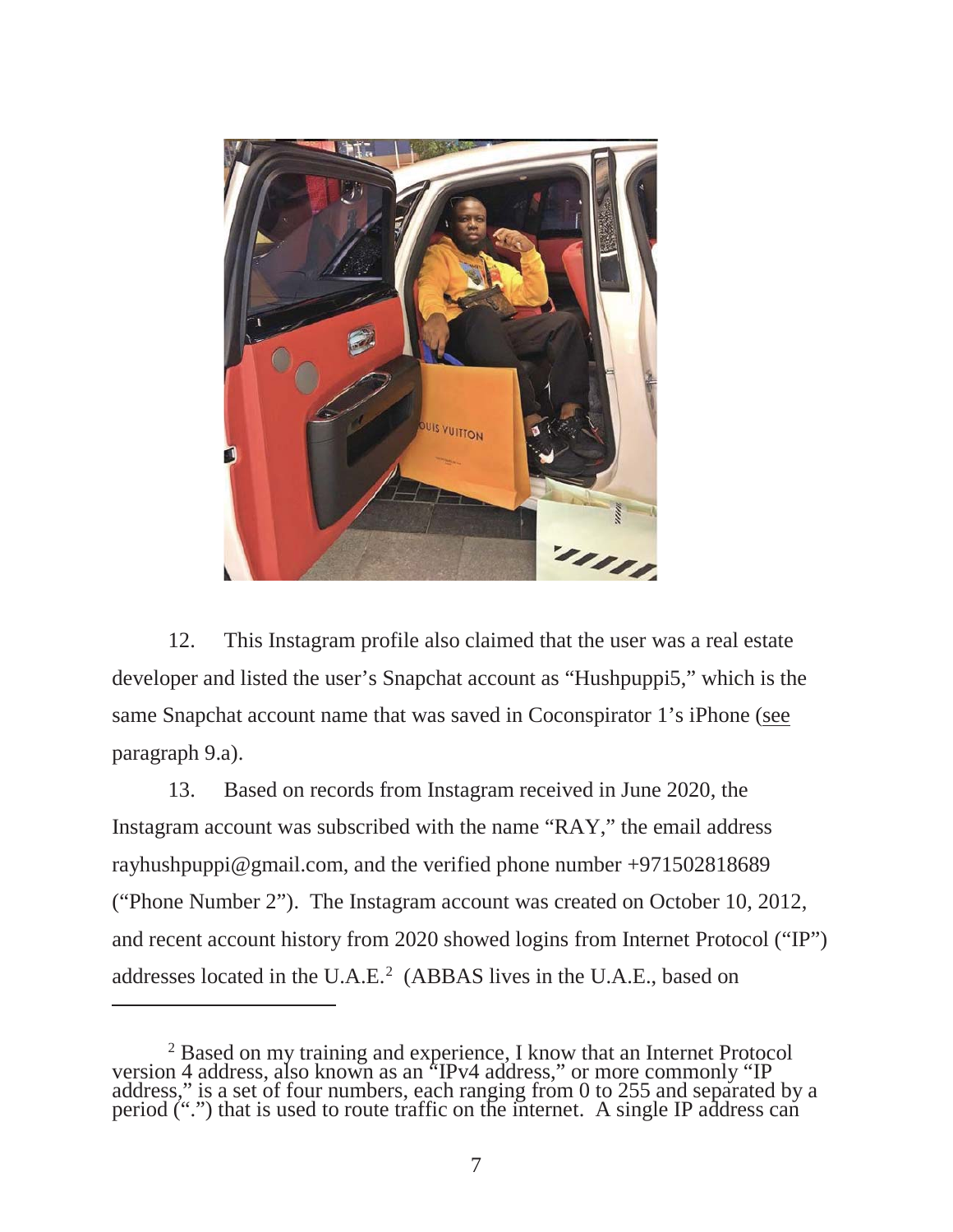12. This Instagram profile also claimed that the user was a real estate developer and listed the user's Snapchat account as "Hushpuppi5," which is the same Snapchat account name that was saved in Coconspirator 1's iPhone (see paragraph 9.a).

13. Based on records from Instagram received in June 2020, the Instagram account was subscribed with the name "RAY," the email address rayhushpuppi@gmail.com, and the verified phone number +971502818689 ("Phone Number 2"). The Instagram account was created on October 10, 2012, and recent account history from 2020 showed logins from Internet Protocol ("IP") addresses located in the U.A.E.[2] (ABBAS lives in the U.A.E., based on

[2] Based on my training and experience, I know that an Internet Protocol version 4 address, also known as an "IPv4 address," or more commonly "IP address," is a set of four numbers, each ranging from 0 to 255 and separated by a period (".") that is used to route traffic on the internet. A single IP address can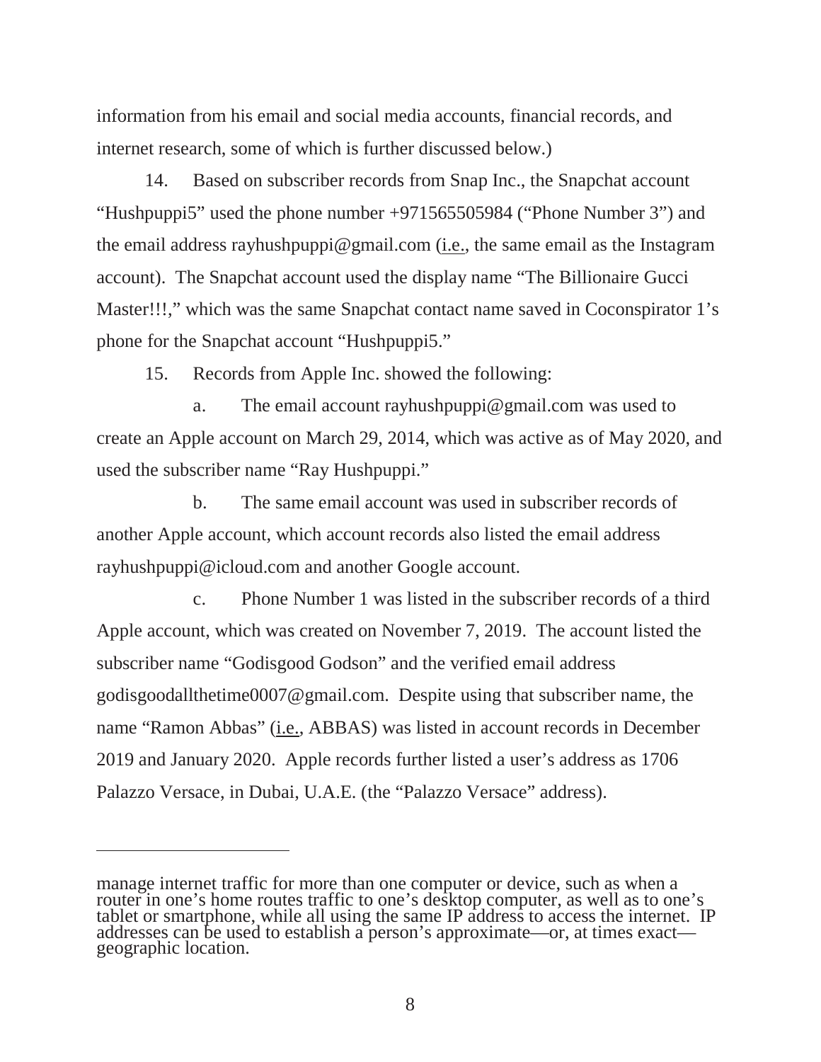information from his email and social media accounts, financial records, and internet research, some of which is further discussed below.)

14. Based on subscriber records from Snap Inc., the Snapchat account "Hushpuppi5" used the phone number +971565505984 ("Phone Number 3") and the email address rayhushpuppi@gmail.com (i.e., the same email as the Instagram account). The Snapchat account used the display name "The Billionaire Gucci Master!!!," which was the same Snapchat contact name saved in Coconspirator 1's phone for the Snapchat account "Hushpuppi5."

15. Records from Apple Inc. showed the following:

a. The email account rayhushpuppi@gmail.com was used to create an Apple account on March 29, 2014, which was active as of May 2020, and used the subscriber name "Ray Hushpuppi."

b. The same email account was used in subscriber records of another Apple account, which account records also listed the email address rayhushpuppi@icloud.com and another Google account.

c. Phone Number 1 was listed in the subscriber records of a third Apple account, which was created on November 7, 2019. The account listed the subscriber name "Godisgood Godson" and the verified email address godisgoodallthetime0007@gmail.com. Despite using that subscriber name, the name "Ramon Abbas" (i.e., ABBAS) was listed in account records in December 2019 and January 2020. Apple records further listed a user's address as 1706 Palazzo Versace, in Dubai, U.A.E. (the "Palazzo Versace" address).

---

manage internet traffic for more than one computer or device, such as when a router in one's home routes traffic to one's desktop computer, as well as to one's tablet or smartphone, while all using the same IP address to access the internet. IP addresses can be used to establish a person's approximate—or, at times exact—geographic location.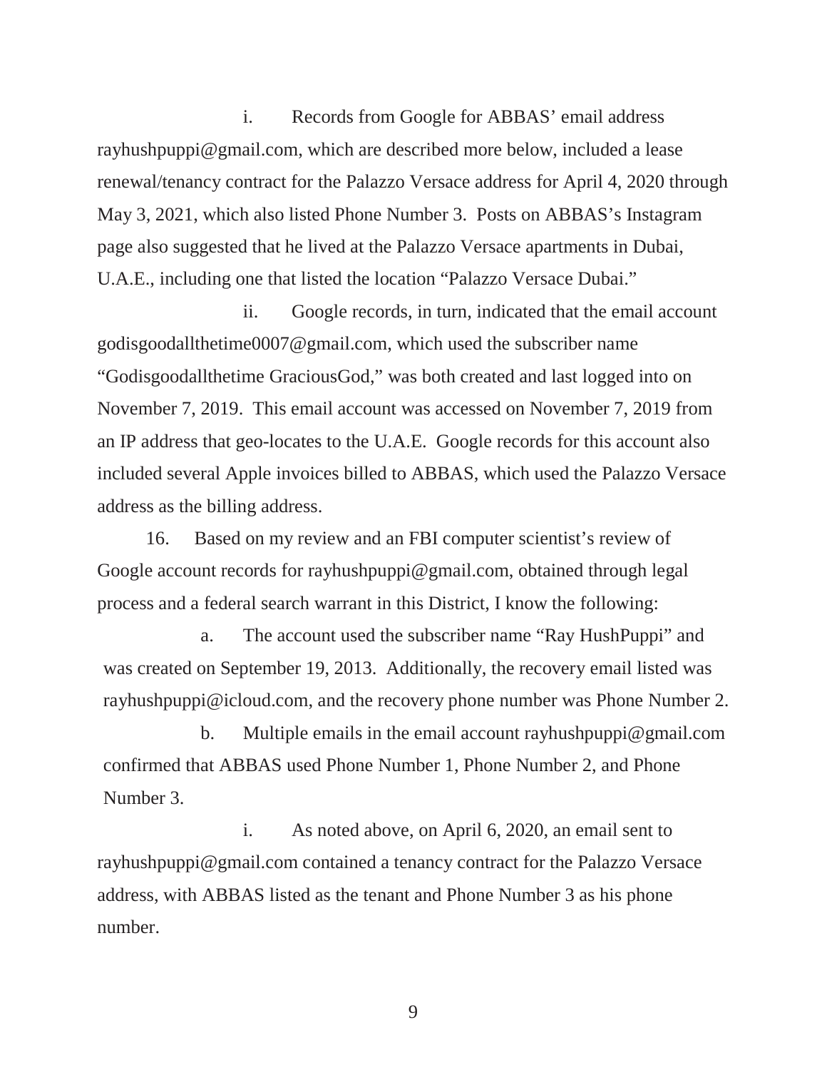i. Records from Google for ABBAS' email address rayhushpuppi@gmail.com, which are described more below, included a lease renewal/tenancy contract for the Palazzo Versace address for April 4, 2020 through May 3, 2021, which also listed Phone Number 3. Posts on ABBAS's Instagram page also suggested that he lived at the Palazzo Versace apartments in Dubai, U.A.E., including one that listed the location "Palazzo Versace Dubai."

ii. Google records, in turn, indicated that the email account godisgoodallthetime0007@gmail.com, which used the subscriber name "Godisgoodallthetime GraciousGod," was both created and last logged into on November 7, 2019. This email account was accessed on November 7, 2019 from an IP address that geo-locates to the U.A.E. Google records for this account also included several Apple invoices billed to ABBAS, which used the Palazzo Versace address as the billing address.

16. Based on my review and an FBI computer scientist's review of Google account records for rayhushpuppi@gmail.com, obtained through legal process and a federal search warrant in this District, I know the following:

a. The account used the subscriber name "Ray HushPuppi" and was created on September 19, 2013. Additionally, the recovery email listed was rayhushpuppi@icloud.com, and the recovery phone number was Phone Number 2.

b. Multiple emails in the email account rayhushpuppi@gmail.com confirmed that ABBAS used Phone Number 1, Phone Number 2, and Phone Number 3.

i. As noted above, on April 6, 2020, an email sent to rayhushpuppi@gmail.com contained a tenancy contract for the Palazzo Versace address, with ABBAS listed as the tenant and Phone Number 3 as his phone number.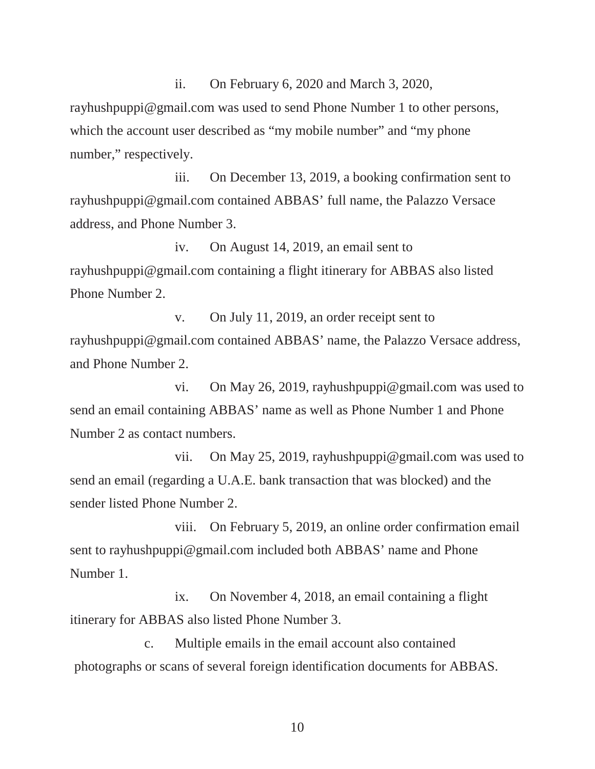ii. On February 6, 2020 and March 3, 2020, rayhushpuppi@gmail.com was used to send Phone Number 1 to other persons, which the account user described as "my mobile number" and "my phone number," respectively.

iii. On December 13, 2019, a booking confirmation sent to rayhushpuppi@gmail.com contained ABBAS' full name, the Palazzo Versace address, and Phone Number 3.

iv. On August 14, 2019, an email sent to rayhushpuppi@gmail.com containing a flight itinerary for ABBAS also listed Phone Number 2.

v. On July 11, 2019, an order receipt sent to rayhushpuppi@gmail.com contained ABBAS' name, the Palazzo Versace address, and Phone Number 2.

vi. On May 26, 2019, rayhushpuppi@gmail.com was used to send an email containing ABBAS' name as well as Phone Number 1 and Phone Number 2 as contact numbers.

vii. On May 25, 2019, rayhushpuppi@gmail.com was used to send an email (regarding a U.A.E. bank transaction that was blocked) and the sender listed Phone Number 2.

viii. On February 5, 2019, an online order confirmation email sent to rayhushpuppi@gmail.com included both ABBAS' name and Phone Number 1.

ix. On November 4, 2018, an email containing a flight itinerary for ABBAS also listed Phone Number 3.

c. Multiple emails in the email account also contained photographs or scans of several foreign identification documents for ABBAS.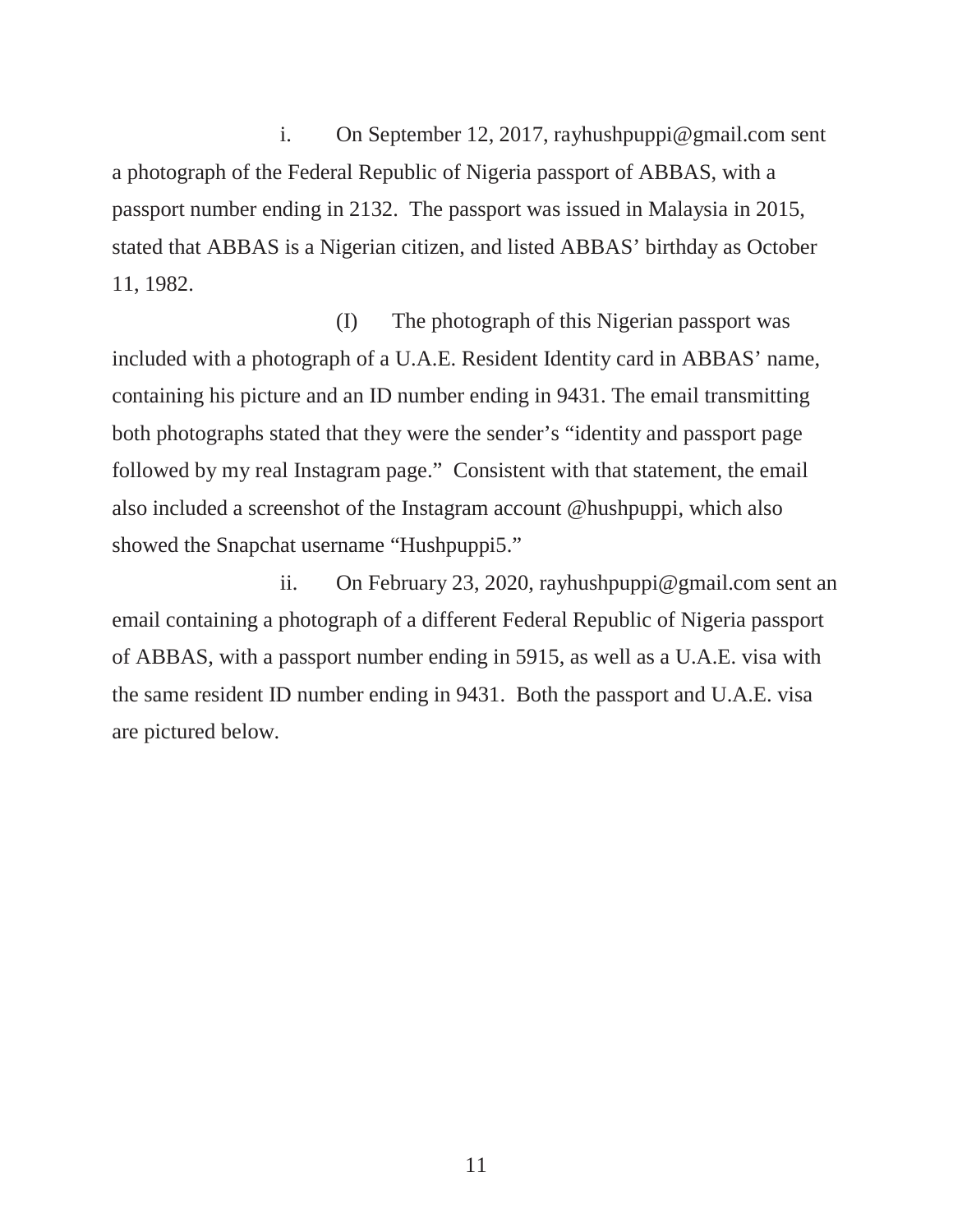i. On September 12, 2017, rayhushpuppi@gmail.com sent a photograph of the Federal Republic of Nigeria passport of ABBAS, with a passport number ending in 2132. The passport was issued in Malaysia in 2015, stated that ABBAS is a Nigerian citizen, and listed ABBAS' birthday as October 11, 1982.

(I) The photograph of this Nigerian passport was included with a photograph of a U.A.E. Resident Identity card in ABBAS' name, containing his picture and an ID number ending in 9431. The email transmitting both photographs stated that they were the sender's "identity and passport page followed by my real Instagram page." Consistent with that statement, the email also included a screenshot of the Instagram account @hushpuppi, which also showed the Snapchat username "Hushpuppi5."

ii. On February 23, 2020, rayhushpuppi@gmail.com sent an email containing a photograph of a different Federal Republic of Nigeria passport of ABBAS, with a passport number ending in 5915, as well as a U.A.E. visa with the same resident ID number ending in 9431. Both the passport and U.A.E. visa are pictured below.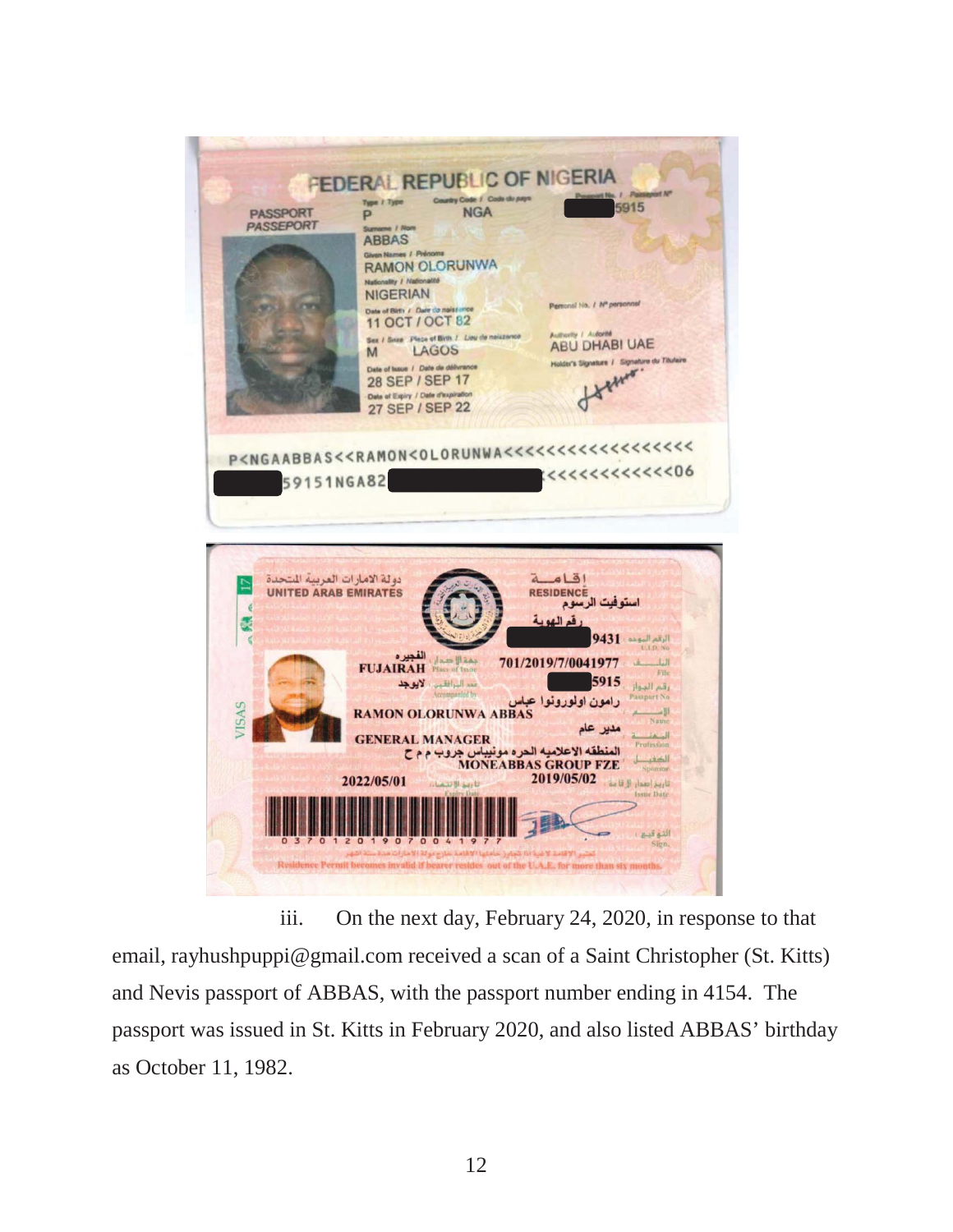FEDERAL REPUBLIC OF NIGERIA

PASSPORT
PASSEPORT

Type / Type: P
Country Code / Code du pays: NGA
Passport No. / Passeport N°: [REDACTED]5915

Surname / Nom: ABBAS
Given Names / Prénoms: RAMON OLORUNWA
Nationality / Nationalité: NIGERIAN
Date of Birth / Date de naissance: 11 OCT / OCT 82
Personal No. / N° personnel
Sex / Sexe: M
Place of Birth / Lieu de naissance: LAGOS
Authority / Autorité: ABU DHABI UAE
Date of Issue / Date de délivrance: 28 SEP / SEP 17
Holder's Signature / Signature du Titulaire
Date of Expiry / Date d'expiration: 27 SEP / SEP 22

P<NGAABBAS<<RAMON<OLORUNWA<<<<<<<<<<<<<<<<<<
[REDACTED]59151NGA82[REDACTED]<<<<<<<<<<<<<<06

دولة الامارات العربية المتحدة
UNITED ARAB EMIRATES

إقامة
RESIDENCE
استوفيت الرسوم
رقم الهوية

VISAS 17

الرقم الموحد U.I.D. No: [REDACTED]9431
جهة الإصدار Place of Issue: الفجيرة FUJAIRAH
الملف File: 701/2019/7/0041977
عدد المرافقين Accompanied by: لايوجد
رقم الجواز Passport No: [REDACTED]5915
الاسم Name: رامون اولورونوا عباس RAMON OLORUNWA ABBAS
المهنة Profession: مدير عام GENERAL MANAGER
الكفيل Sponsor: المنطقة الاعلاميه الحره مونيباس جروب م م ح MONEABBAS GROUP FZE
تاريخ الانتهاء Expiry Date: 2022/05/01
تاريخ إصدار الإقامة Issue Date: 2019/05/02
التوقيع Sign.

0 3 7 0 1 2 0 1 9 0 7 0 0 4 1 9 7 7

تعتبر الاقامة لاغية اذا تجاوز حاملها الاقامة خارج دولة الامارات مدة ستة اشهر
Residence Permit becomes invalid if bearer resides out of the U.A.E. for more than six months.

iii. On the next day, February 24, 2020, in response to that email, rayhushpuppi@gmail.com received a scan of a Saint Christopher (St. Kitts) and Nevis passport of ABBAS, with the passport number ending in 4154. The passport was issued in St. Kitts in February 2020, and also listed ABBAS' birthday as October 11, 1982.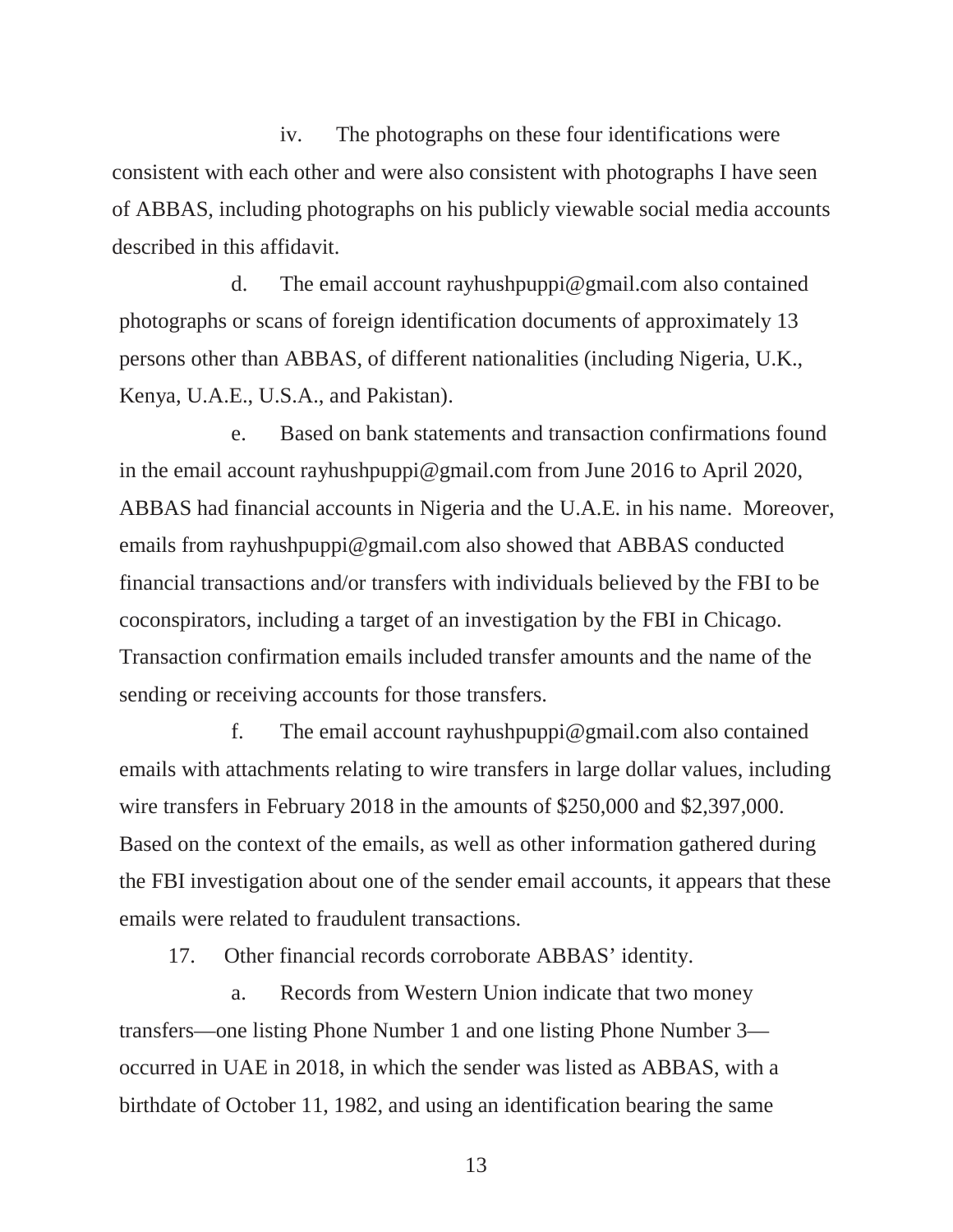iv. The photographs on these four identifications were consistent with each other and were also consistent with photographs I have seen of ABBAS, including photographs on his publicly viewable social media accounts described in this affidavit.

d. The email account rayhushpuppi@gmail.com also contained photographs or scans of foreign identification documents of approximately 13 persons other than ABBAS, of different nationalities (including Nigeria, U.K., Kenya, U.A.E., U.S.A., and Pakistan).

e. Based on bank statements and transaction confirmations found in the email account rayhushpuppi@gmail.com from June 2016 to April 2020, ABBAS had financial accounts in Nigeria and the U.A.E. in his name. Moreover, emails from rayhushpuppi@gmail.com also showed that ABBAS conducted financial transactions and/or transfers with individuals believed by the FBI to be coconspirators, including a target of an investigation by the FBI in Chicago. Transaction confirmation emails included transfer amounts and the name of the sending or receiving accounts for those transfers.

f. The email account rayhushpuppi@gmail.com also contained emails with attachments relating to wire transfers in large dollar values, including wire transfers in February 2018 in the amounts of $250,000 and $2,397,000. Based on the context of the emails, as well as other information gathered during the FBI investigation about one of the sender email accounts, it appears that these emails were related to fraudulent transactions.

17. Other financial records corroborate ABBAS' identity.

a. Records from Western Union indicate that two money transfers—one listing Phone Number 1 and one listing Phone Number 3—occurred in UAE in 2018, in which the sender was listed as ABBAS, with a birthdate of October 11, 1982, and using an identification bearing the same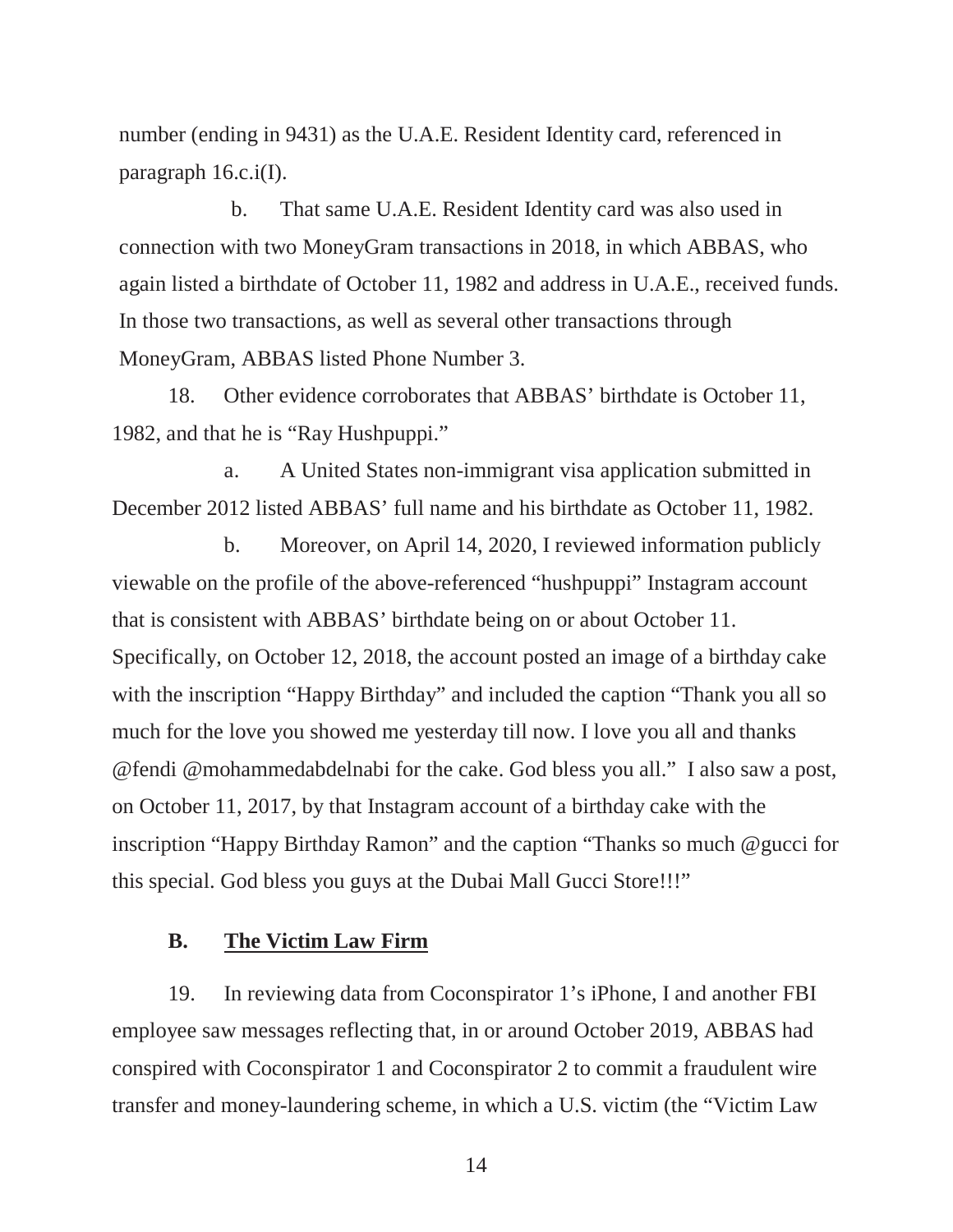number (ending in 9431) as the U.A.E. Resident Identity card, referenced in paragraph 16.c.i(I).

b. That same U.A.E. Resident Identity card was also used in connection with two MoneyGram transactions in 2018, in which ABBAS, who again listed a birthdate of October 11, 1982 and address in U.A.E., received funds. In those two transactions, as well as several other transactions through MoneyGram, ABBAS listed Phone Number 3.

18. Other evidence corroborates that ABBAS' birthdate is October 11, 1982, and that he is "Ray Hushpuppi."

a. A United States non-immigrant visa application submitted in December 2012 listed ABBAS' full name and his birthdate as October 11, 1982.

b. Moreover, on April 14, 2020, I reviewed information publicly viewable on the profile of the above-referenced "hushpuppi" Instagram account that is consistent with ABBAS' birthdate being on or about October 11. Specifically, on October 12, 2018, the account posted an image of a birthday cake with the inscription "Happy Birthday" and included the caption "Thank you all so much for the love you showed me yesterday till now. I love you all and thanks @fendi @mohammedabdelnabi for the cake. God bless you all." I also saw a post, on October 11, 2017, by that Instagram account of a birthday cake with the inscription "Happy Birthday Ramon" and the caption "Thanks so much @gucci for this special. God bless you guys at the Dubai Mall Gucci Store!!!"

## B. The Victim Law Firm

19. In reviewing data from Coconspirator 1's iPhone, I and another FBI employee saw messages reflecting that, in or around October 2019, ABBAS had conspired with Coconspirator 1 and Coconspirator 2 to commit a fraudulent wire transfer and money-laundering scheme, in which a U.S. victim (the "Victim Law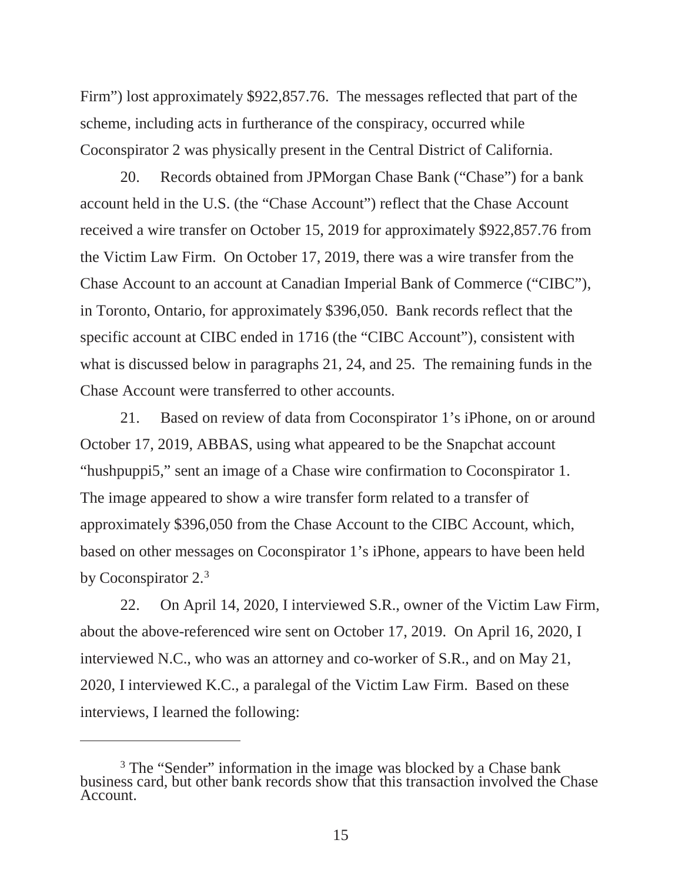Firm") lost approximately $922,857.76. The messages reflected that part of the scheme, including acts in furtherance of the conspiracy, occurred while Coconspirator 2 was physically present in the Central District of California.

20. Records obtained from JPMorgan Chase Bank ("Chase") for a bank account held in the U.S. (the "Chase Account") reflect that the Chase Account received a wire transfer on October 15, 2019 for approximately $922,857.76 from the Victim Law Firm. On October 17, 2019, there was a wire transfer from the Chase Account to an account at Canadian Imperial Bank of Commerce ("CIBC"), in Toronto, Ontario, for approximately $396,050. Bank records reflect that the specific account at CIBC ended in 1716 (the "CIBC Account"), consistent with what is discussed below in paragraphs 21, 24, and 25. The remaining funds in the Chase Account were transferred to other accounts.

21. Based on review of data from Coconspirator 1's iPhone, on or around October 17, 2019, ABBAS, using what appeared to be the Snapchat account "hushpuppi5," sent an image of a Chase wire confirmation to Coconspirator 1. The image appeared to show a wire transfer form related to a transfer of approximately $396,050 from the Chase Account to the CIBC Account, which, based on other messages on Coconspirator 1's iPhone, appears to have been held by Coconspirator 2.[3]

22. On April 14, 2020, I interviewed S.R., owner of the Victim Law Firm, about the above-referenced wire sent on October 17, 2019. On April 16, 2020, I interviewed N.C., who was an attorney and co-worker of S.R., and on May 21, 2020, I interviewed K.C., a paralegal of the Victim Law Firm. Based on these interviews, I learned the following:

[3] The "Sender" information in the image was blocked by a Chase bank business card, but other bank records show that this transaction involved the Chase Account.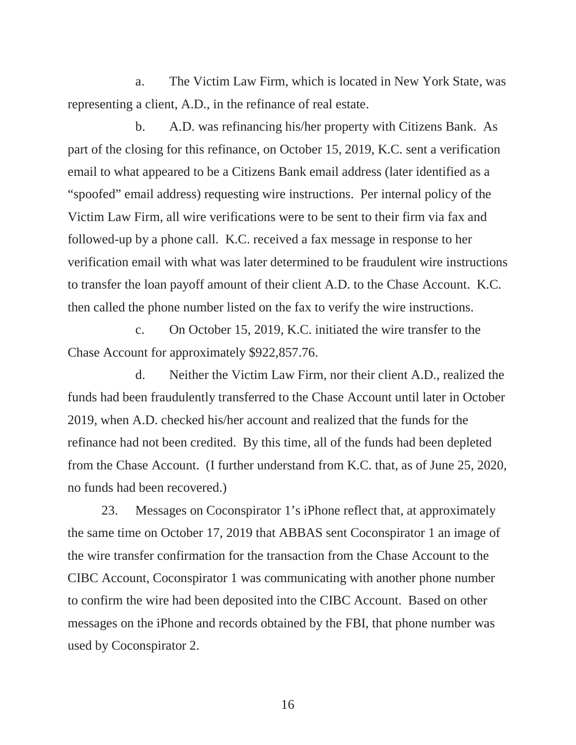a. The Victim Law Firm, which is located in New York State, was representing a client, A.D., in the refinance of real estate.

b. A.D. was refinancing his/her property with Citizens Bank. As part of the closing for this refinance, on October 15, 2019, K.C. sent a verification email to what appeared to be a Citizens Bank email address (later identified as a "spoofed" email address) requesting wire instructions. Per internal policy of the Victim Law Firm, all wire verifications were to be sent to their firm via fax and followed-up by a phone call. K.C. received a fax message in response to her verification email with what was later determined to be fraudulent wire instructions to transfer the loan payoff amount of their client A.D. to the Chase Account. K.C. then called the phone number listed on the fax to verify the wire instructions.

c. On October 15, 2019, K.C. initiated the wire transfer to the Chase Account for approximately $922,857.76.

d. Neither the Victim Law Firm, nor their client A.D., realized the funds had been fraudulently transferred to the Chase Account until later in October 2019, when A.D. checked his/her account and realized that the funds for the refinance had not been credited. By this time, all of the funds had been depleted from the Chase Account. (I further understand from K.C. that, as of June 25, 2020, no funds had been recovered.)

23. Messages on Coconspirator 1's iPhone reflect that, at approximately the same time on October 17, 2019 that ABBAS sent Coconspirator 1 an image of the wire transfer confirmation for the transaction from the Chase Account to the CIBC Account, Coconspirator 1 was communicating with another phone number to confirm the wire had been deposited into the CIBC Account. Based on other messages on the iPhone and records obtained by the FBI, that phone number was used by Coconspirator 2.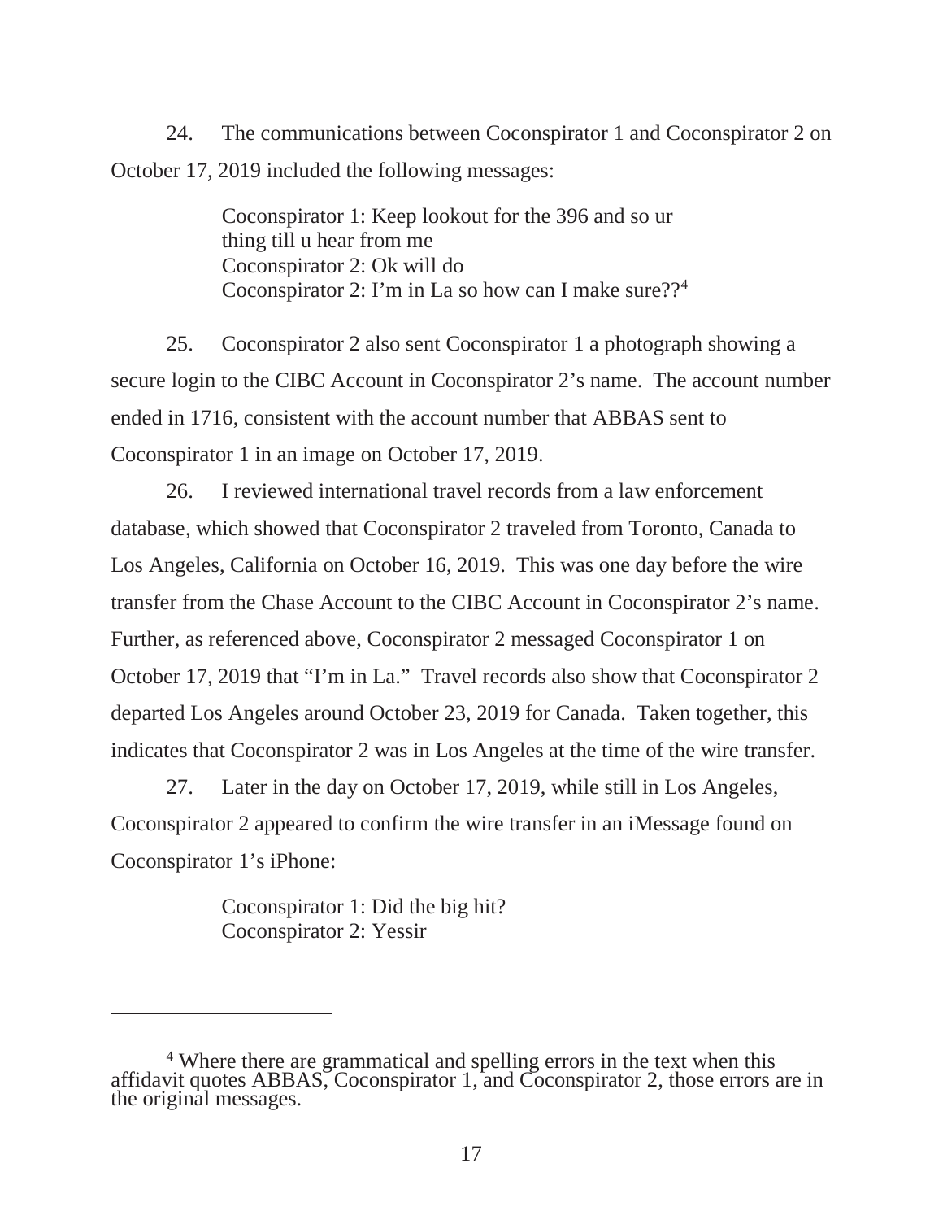24. The communications between Coconspirator 1 and Coconspirator 2 on October 17, 2019 included the following messages:

> Coconspirator 1: Keep lookout for the 396 and so ur thing till u hear from me
> Coconspirator 2: Ok will do
> Coconspirator 2: I'm in La so how can I make sure??[4]

25. Coconspirator 2 also sent Coconspirator 1 a photograph showing a secure login to the CIBC Account in Coconspirator 2's name. The account number ended in 1716, consistent with the account number that ABBAS sent to Coconspirator 1 in an image on October 17, 2019.

26. I reviewed international travel records from a law enforcement database, which showed that Coconspirator 2 traveled from Toronto, Canada to Los Angeles, California on October 16, 2019. This was one day before the wire transfer from the Chase Account to the CIBC Account in Coconspirator 2's name. Further, as referenced above, Coconspirator 2 messaged Coconspirator 1 on October 17, 2019 that "I'm in La." Travel records also show that Coconspirator 2 departed Los Angeles around October 23, 2019 for Canada. Taken together, this indicates that Coconspirator 2 was in Los Angeles at the time of the wire transfer.

27. Later in the day on October 17, 2019, while still in Los Angeles, Coconspirator 2 appeared to confirm the wire transfer in an iMessage found on Coconspirator 1's iPhone:

> Coconspirator 1: Did the big hit?
> Coconspirator 2: Yessir

---

[4] Where there are grammatical and spelling errors in the text when this affidavit quotes ABBAS, Coconspirator 1, and Coconspirator 2, those errors are in the original messages.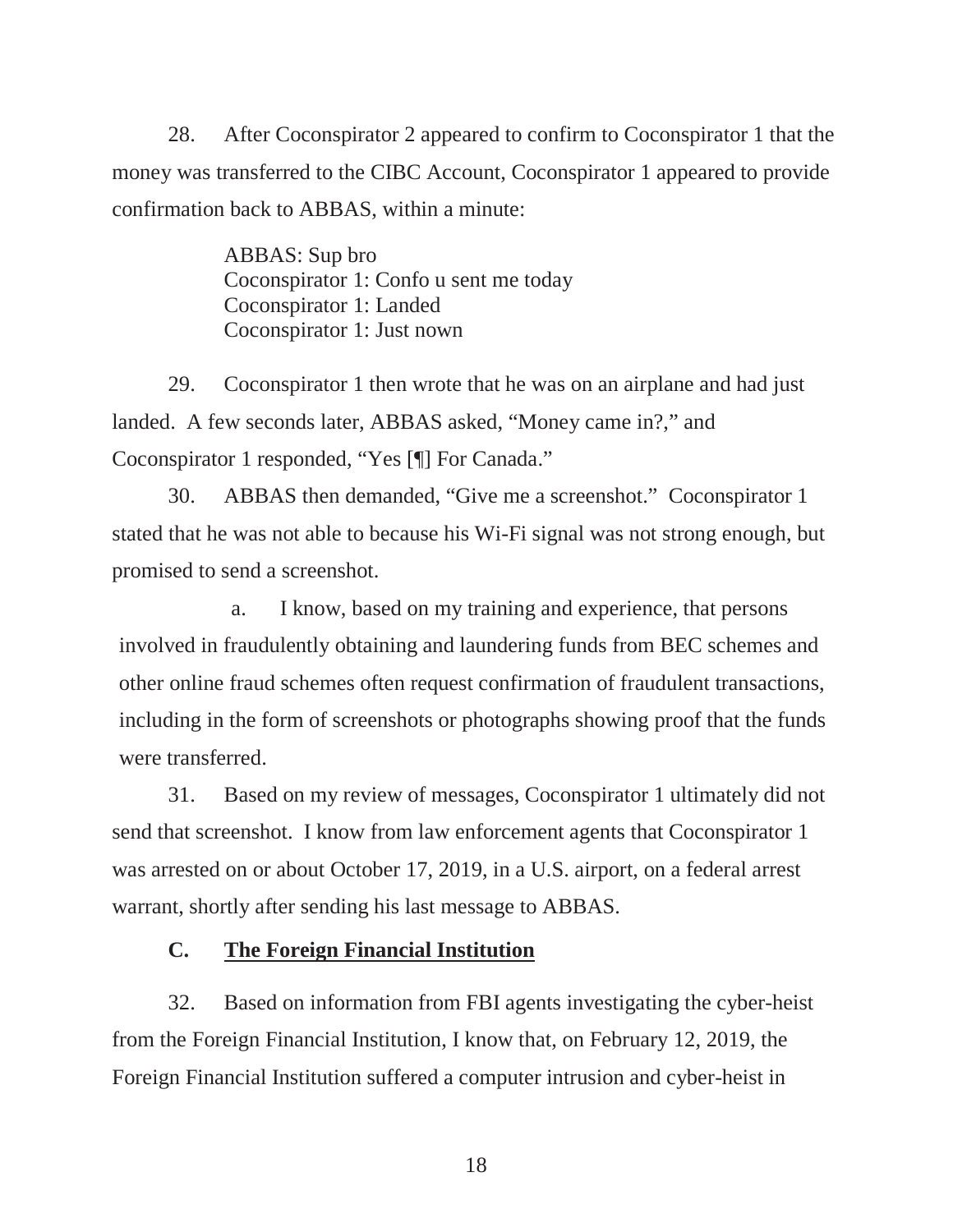28. After Coconspirator 2 appeared to confirm to Coconspirator 1 that the money was transferred to the CIBC Account, Coconspirator 1 appeared to provide confirmation back to ABBAS, within a minute:

> ABBAS: Sup bro
> Coconspirator 1: Confo u sent me today
> Coconspirator 1: Landed
> Coconspirator 1: Just nown

29. Coconspirator 1 then wrote that he was on an airplane and had just landed. A few seconds later, ABBAS asked, "Money came in?," and Coconspirator 1 responded, "Yes [¶] For Canada."

30. ABBAS then demanded, "Give me a screenshot." Coconspirator 1 stated that he was not able to because his Wi-Fi signal was not strong enough, but promised to send a screenshot.

   a. I know, based on my training and experience, that persons involved in fraudulently obtaining and laundering funds from BEC schemes and other online fraud schemes often request confirmation of fraudulent transactions, including in the form of screenshots or photographs showing proof that the funds were transferred.

31. Based on my review of messages, Coconspirator 1 ultimately did not send that screenshot. I know from law enforcement agents that Coconspirator 1 was arrested on or about October 17, 2019, in a U.S. airport, on a federal arrest warrant, shortly after sending his last message to ABBAS.

### C. The Foreign Financial Institution

32. Based on information from FBI agents investigating the cyber-heist from the Foreign Financial Institution, I know that, on February 12, 2019, the Foreign Financial Institution suffered a computer intrusion and cyber-heist in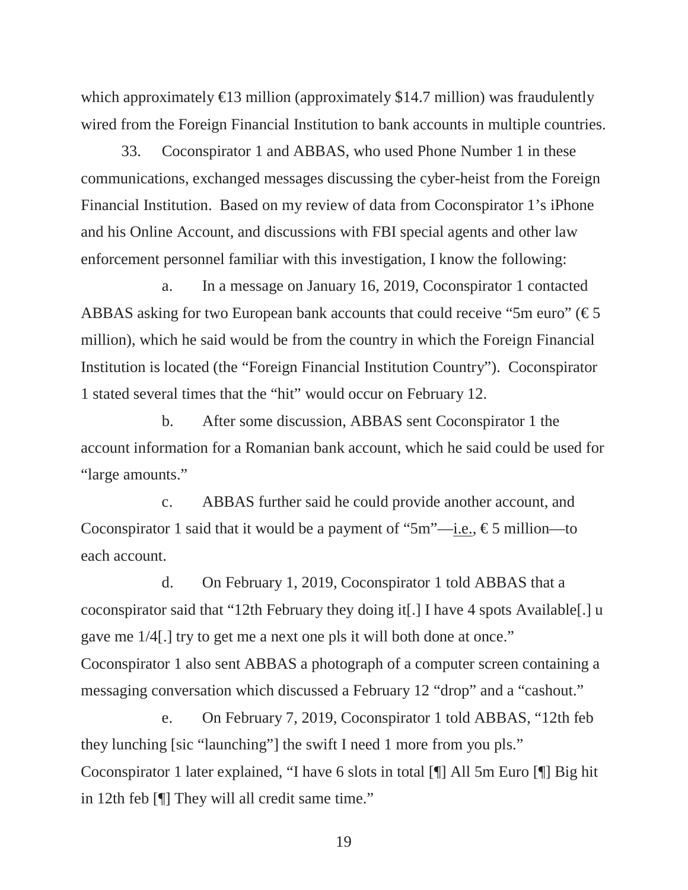which approximately €13 million (approximately $14.7 million) was fraudulently wired from the Foreign Financial Institution to bank accounts in multiple countries.

33. Coconspirator 1 and ABBAS, who used Phone Number 1 in these communications, exchanged messages discussing the cyber-heist from the Foreign Financial Institution. Based on my review of data from Coconspirator 1's iPhone and his Online Account, and discussions with FBI special agents and other law enforcement personnel familiar with this investigation, I know the following:

a. In a message on January 16, 2019, Coconspirator 1 contacted ABBAS asking for two European bank accounts that could receive "5m euro" (€ 5 million), which he said would be from the country in which the Foreign Financial Institution is located (the "Foreign Financial Institution Country"). Coconspirator 1 stated several times that the "hit" would occur on February 12.

b. After some discussion, ABBAS sent Coconspirator 1 the account information for a Romanian bank account, which he said could be used for "large amounts."

c. ABBAS further said he could provide another account, and Coconspirator 1 said that it would be a payment of "5m"—i.e., € 5 million—to each account.

d. On February 1, 2019, Coconspirator 1 told ABBAS that a coconspirator said that "12th February they doing it[.] I have 4 spots Available[.] u gave me 1/4[.] try to get me a next one pls it will both done at once." Coconspirator 1 also sent ABBAS a photograph of a computer screen containing a messaging conversation which discussed a February 12 "drop" and a "cashout."

e. On February 7, 2019, Coconspirator 1 told ABBAS, "12th feb they lunching [sic "launching"] the swift I need 1 more from you pls." Coconspirator 1 later explained, "I have 6 slots in total [¶] All 5m Euro [¶] Big hit in 12th feb [¶] They will all credit same time."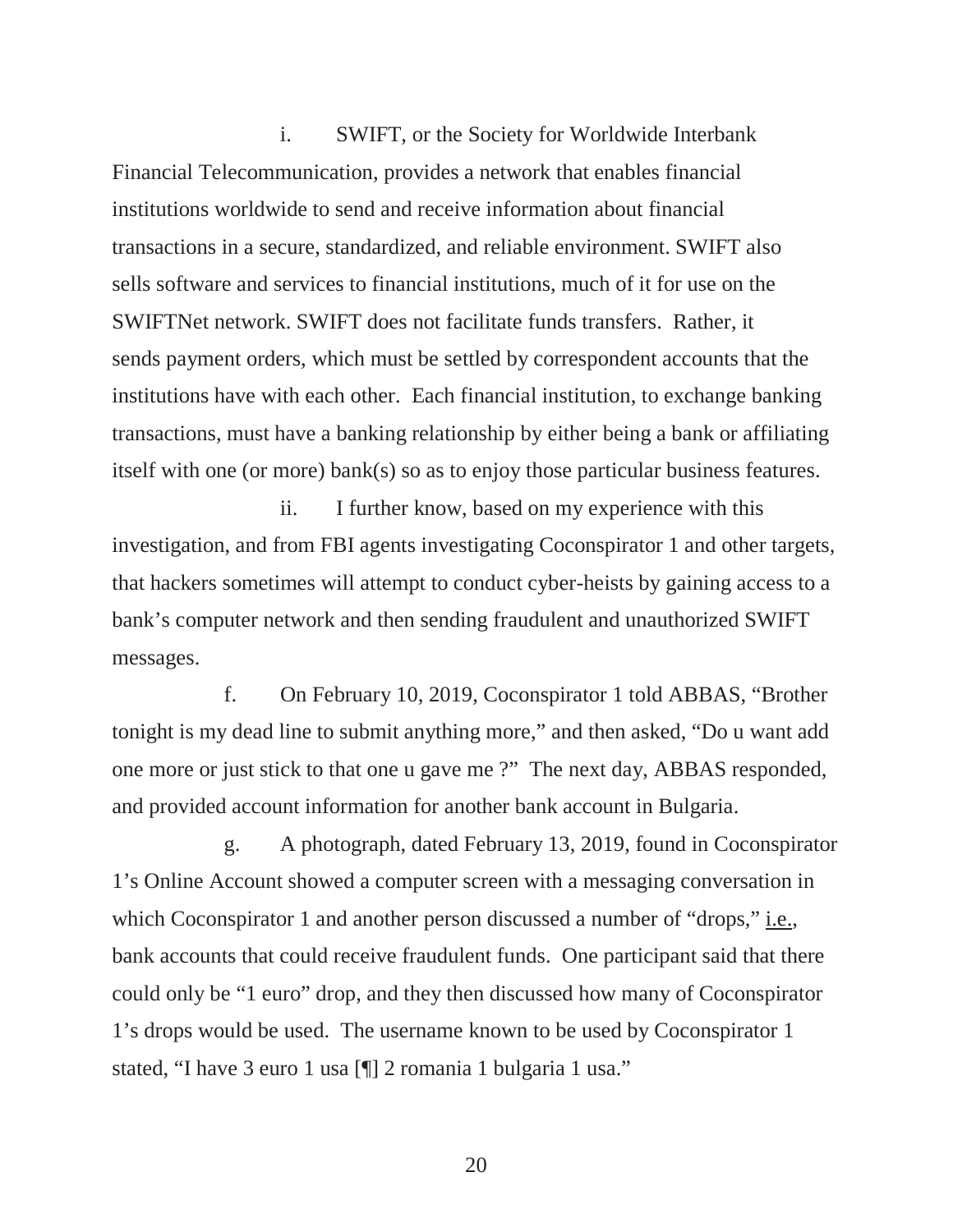i. SWIFT, or the Society for Worldwide Interbank Financial Telecommunication, provides a network that enables financial institutions worldwide to send and receive information about financial transactions in a secure, standardized, and reliable environment. SWIFT also sells software and services to financial institutions, much of it for use on the SWIFTNet network. SWIFT does not facilitate funds transfers. Rather, it sends payment orders, which must be settled by correspondent accounts that the institutions have with each other. Each financial institution, to exchange banking transactions, must have a banking relationship by either being a bank or affiliating itself with one (or more) bank(s) so as to enjoy those particular business features.

ii. I further know, based on my experience with this investigation, and from FBI agents investigating Coconspirator 1 and other targets, that hackers sometimes will attempt to conduct cyber-heists by gaining access to a bank's computer network and then sending fraudulent and unauthorized SWIFT messages.

f. On February 10, 2019, Coconspirator 1 told ABBAS, "Brother tonight is my dead line to submit anything more," and then asked, "Do u want add one more or just stick to that one u gave me ?" The next day, ABBAS responded, and provided account information for another bank account in Bulgaria.

g. A photograph, dated February 13, 2019, found in Coconspirator 1's Online Account showed a computer screen with a messaging conversation in which Coconspirator 1 and another person discussed a number of "drops," i.e., bank accounts that could receive fraudulent funds. One participant said that there could only be "1 euro" drop, and they then discussed how many of Coconspirator 1's drops would be used. The username known to be used by Coconspirator 1 stated, "I have 3 euro 1 usa [¶] 2 romania 1 bulgaria 1 usa."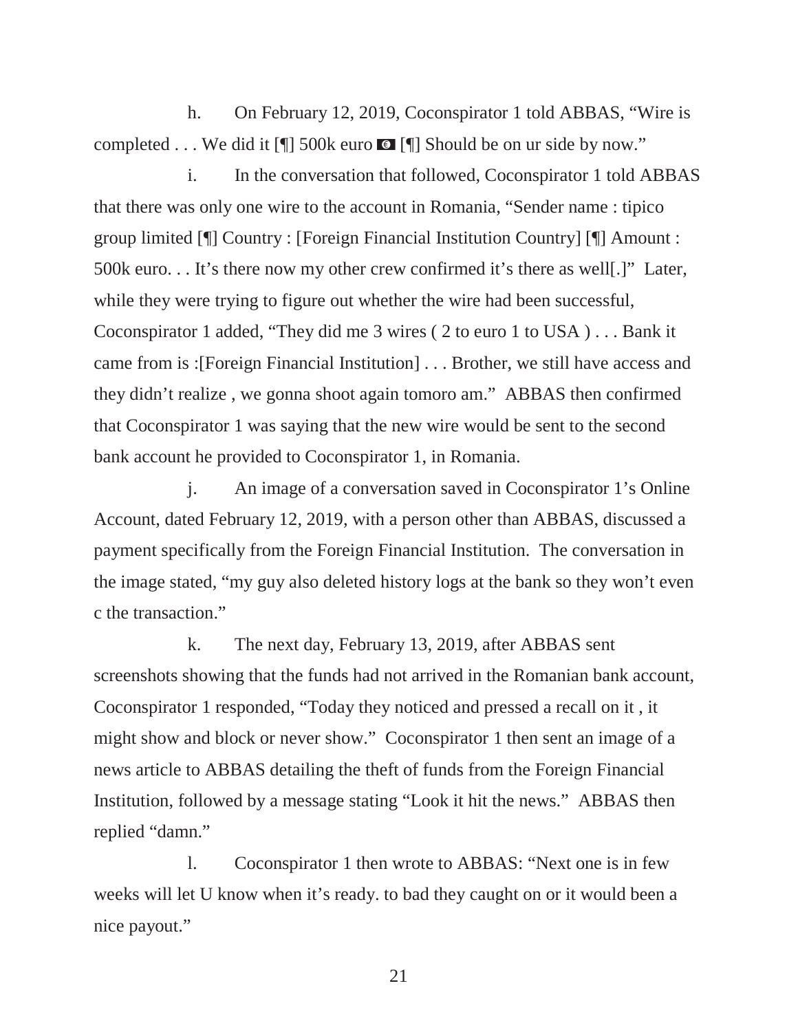h. On February 12, 2019, Coconspirator 1 told ABBAS, "Wire is completed . . . We did it [¶] 500k euro 💶 [¶] Should be on ur side by now."

i. In the conversation that followed, Coconspirator 1 told ABBAS that there was only one wire to the account in Romania, "Sender name : tipico group limited [¶] Country : [Foreign Financial Institution Country] [¶] Amount : 500k euro. . . It's there now my other crew confirmed it's there as well[.]" Later, while they were trying to figure out whether the wire had been successful, Coconspirator 1 added, "They did me 3 wires ( 2 to euro 1 to USA ) . . . Bank it came from is :[Foreign Financial Institution] . . . Brother, we still have access and they didn't realize , we gonna shoot again tomoro am." ABBAS then confirmed that Coconspirator 1 was saying that the new wire would be sent to the second bank account he provided to Coconspirator 1, in Romania.

j. An image of a conversation saved in Coconspirator 1's Online Account, dated February 12, 2019, with a person other than ABBAS, discussed a payment specifically from the Foreign Financial Institution. The conversation in the image stated, "my guy also deleted history logs at the bank so they won't even c the transaction."

k. The next day, February 13, 2019, after ABBAS sent screenshots showing that the funds had not arrived in the Romanian bank account, Coconspirator 1 responded, "Today they noticed and pressed a recall on it , it might show and block or never show." Coconspirator 1 then sent an image of a news article to ABBAS detailing the theft of funds from the Foreign Financial Institution, followed by a message stating "Look it hit the news." ABBAS then replied "damn."

l. Coconspirator 1 then wrote to ABBAS: "Next one is in few weeks will let U know when it's ready. to bad they caught on or it would been a nice payout."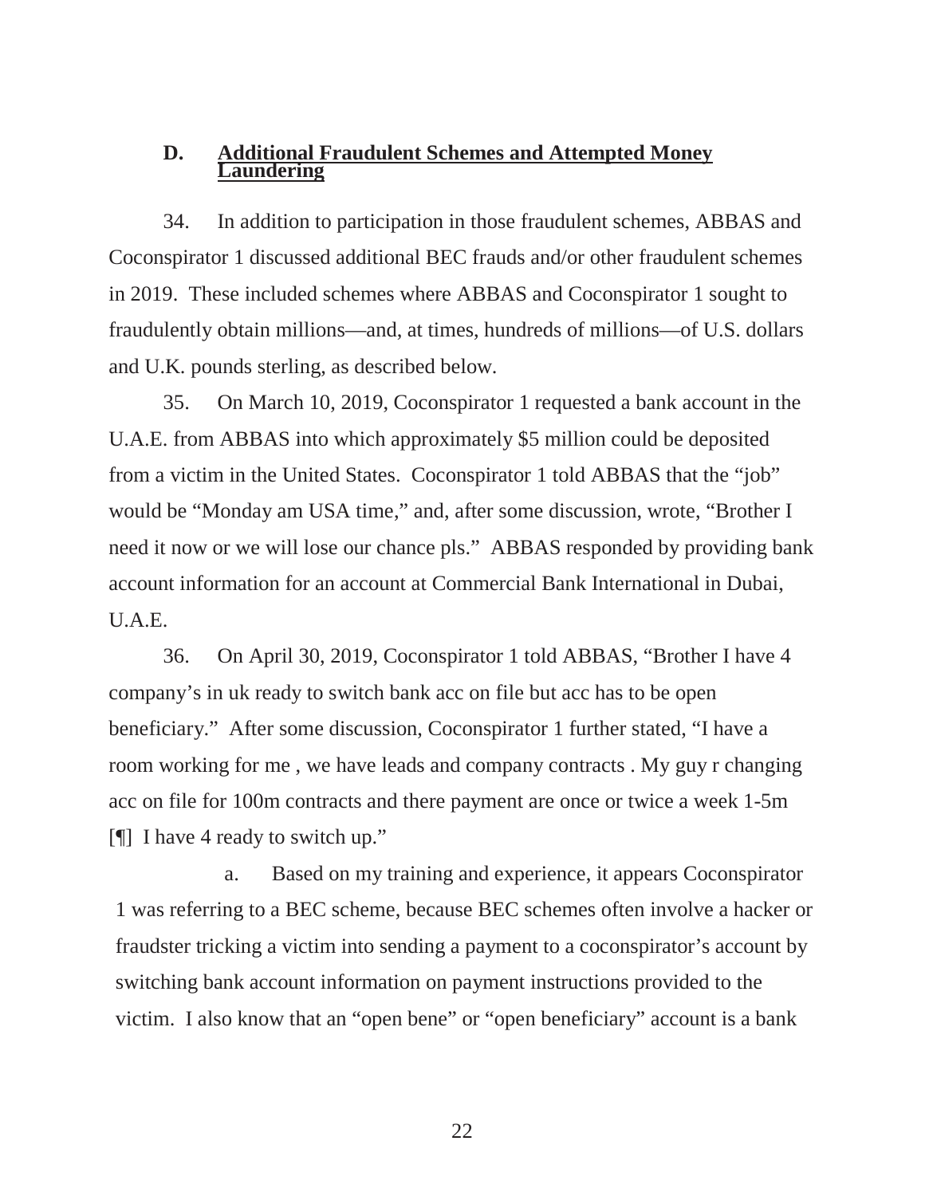### D. Additional Fraudulent Schemes and Attempted Money Laundering

34. In addition to participation in those fraudulent schemes, ABBAS and Coconspirator 1 discussed additional BEC frauds and/or other fraudulent schemes in 2019. These included schemes where ABBAS and Coconspirator 1 sought to fraudulently obtain millions—and, at times, hundreds of millions—of U.S. dollars and U.K. pounds sterling, as described below.

35. On March 10, 2019, Coconspirator 1 requested a bank account in the U.A.E. from ABBAS into which approximately $5 million could be deposited from a victim in the United States. Coconspirator 1 told ABBAS that the "job" would be "Monday am USA time," and, after some discussion, wrote, "Brother I need it now or we will lose our chance pls." ABBAS responded by providing bank account information for an account at Commercial Bank International in Dubai, U.A.E.

36. On April 30, 2019, Coconspirator 1 told ABBAS, "Brother I have 4 company's in uk ready to switch bank acc on file but acc has to be open beneficiary." After some discussion, Coconspirator 1 further stated, "I have a room working for me , we have leads and company contracts . My guy r changing acc on file for 100m contracts and there payment are once or twice a week 1-5m [¶] I have 4 ready to switch up."

a. Based on my training and experience, it appears Coconspirator 1 was referring to a BEC scheme, because BEC schemes often involve a hacker or fraudster tricking a victim into sending a payment to a coconspirator's account by switching bank account information on payment instructions provided to the victim. I also know that an "open bene" or "open beneficiary" account is a bank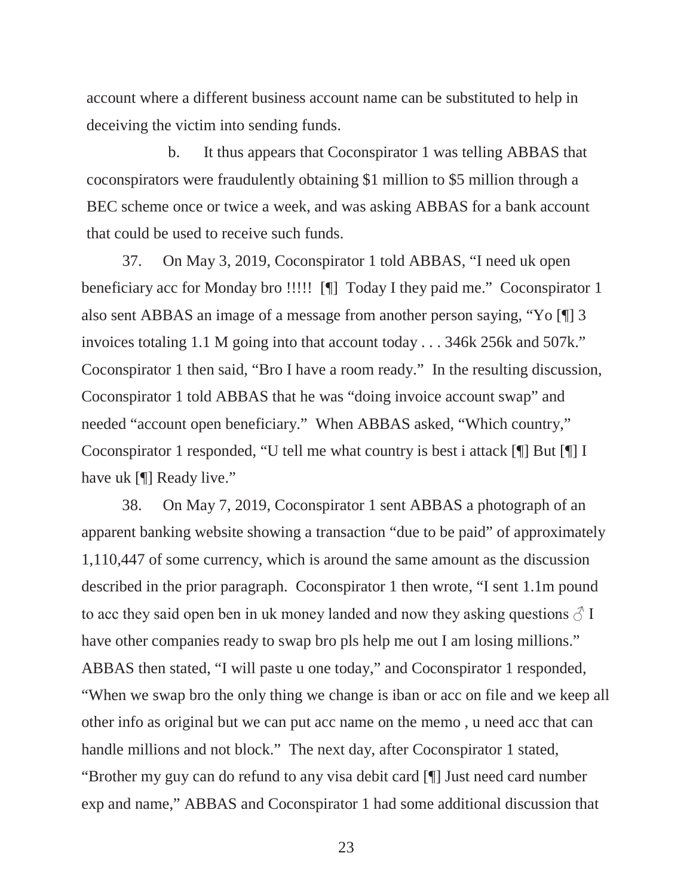account where a different business account name can be substituted to help in deceiving the victim into sending funds.

b. It thus appears that Coconspirator 1 was telling ABBAS that coconspirators were fraudulently obtaining $1 million to $5 million through a BEC scheme once or twice a week, and was asking ABBAS for a bank account that could be used to receive such funds.

37. On May 3, 2019, Coconspirator 1 told ABBAS, "I need uk open beneficiary acc for Monday bro !!!!! [¶] Today I they paid me." Coconspirator 1 also sent ABBAS an image of a message from another person saying, "Yo [¶] 3 invoices totaling 1.1 M going into that account today . . . 346k 256k and 507k." Coconspirator 1 then said, "Bro I have a room ready." In the resulting discussion, Coconspirator 1 told ABBAS that he was "doing invoice account swap" and needed "account open beneficiary." When ABBAS asked, "Which country," Coconspirator 1 responded, "U tell me what country is best i attack [¶] But [¶] I have uk [¶] Ready live."

38. On May 7, 2019, Coconspirator 1 sent ABBAS a photograph of an apparent banking website showing a transaction "due to be paid" of approximately 1,110,447 of some currency, which is around the same amount as the discussion described in the prior paragraph. Coconspirator 1 then wrote, "I sent 1.1m pound to acc they said open ben in uk money landed and now they asking questions ♂ I have other companies ready to swap bro pls help me out I am losing millions." ABBAS then stated, "I will paste u one today," and Coconspirator 1 responded, "When we swap bro the only thing we change is iban or acc on file and we keep all other info as original but we can put acc name on the memo , u need acc that can handle millions and not block." The next day, after Coconspirator 1 stated, "Brother my guy can do refund to any visa debit card [¶] Just need card number exp and name," ABBAS and Coconspirator 1 had some additional discussion that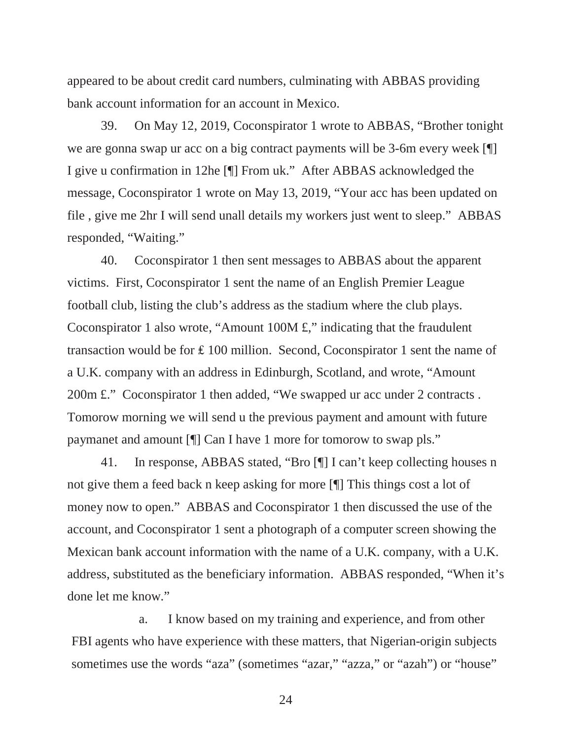appeared to be about credit card numbers, culminating with ABBAS providing bank account information for an account in Mexico.

39. On May 12, 2019, Coconspirator 1 wrote to ABBAS, "Brother tonight we are gonna swap ur acc on a big contract payments will be 3-6m every week [¶] I give u confirmation in 12he [¶] From uk." After ABBAS acknowledged the message, Coconspirator 1 wrote on May 13, 2019, "Your acc has been updated on file , give me 2hr I will send unall details my workers just went to sleep." ABBAS responded, "Waiting."

40. Coconspirator 1 then sent messages to ABBAS about the apparent victims. First, Coconspirator 1 sent the name of an English Premier League football club, listing the club's address as the stadium where the club plays. Coconspirator 1 also wrote, "Amount 100M £," indicating that the fraudulent transaction would be for ₤ 100 million. Second, Coconspirator 1 sent the name of a U.K. company with an address in Edinburgh, Scotland, and wrote, "Amount 200m £." Coconspirator 1 then added, "We swapped ur acc under 2 contracts . Tomorow morning we will send u the previous payment and amount with future paymanet and amount [¶] Can I have 1 more for tomorow to swap pls."

41. In response, ABBAS stated, "Bro [¶] I can't keep collecting houses n not give them a feed back n keep asking for more [¶] This things cost a lot of money now to open." ABBAS and Coconspirator 1 then discussed the use of the account, and Coconspirator 1 sent a photograph of a computer screen showing the Mexican bank account information with the name of a U.K. company, with a U.K. address, substituted as the beneficiary information. ABBAS responded, "When it's done let me know."

a. I know based on my training and experience, and from other FBI agents who have experience with these matters, that Nigerian-origin subjects sometimes use the words "aza" (sometimes "azar," "azza," or "azah") or "house"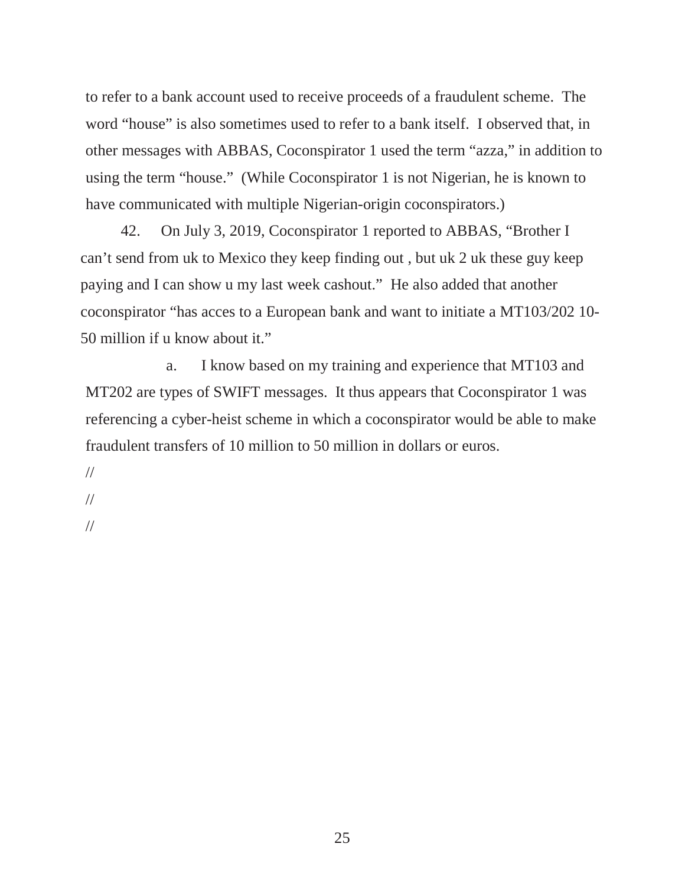to refer to a bank account used to receive proceeds of a fraudulent scheme. The word "house" is also sometimes used to refer to a bank itself. I observed that, in other messages with ABBAS, Coconspirator 1 used the term "azza," in addition to using the term "house." (While Coconspirator 1 is not Nigerian, he is known to have communicated with multiple Nigerian-origin coconspirators.)

42. On July 3, 2019, Coconspirator 1 reported to ABBAS, "Brother I can't send from uk to Mexico they keep finding out , but uk 2 uk these guy keep paying and I can show u my last week cashout." He also added that another coconspirator "has acces to a European bank and want to initiate a MT103/202 10-50 million if u know about it."

a. I know based on my training and experience that MT103 and MT202 are types of SWIFT messages. It thus appears that Coconspirator 1 was referencing a cyber-heist scheme in which a coconspirator would be able to make fraudulent transfers of 10 million to 50 million in dollars or euros.

//

//

//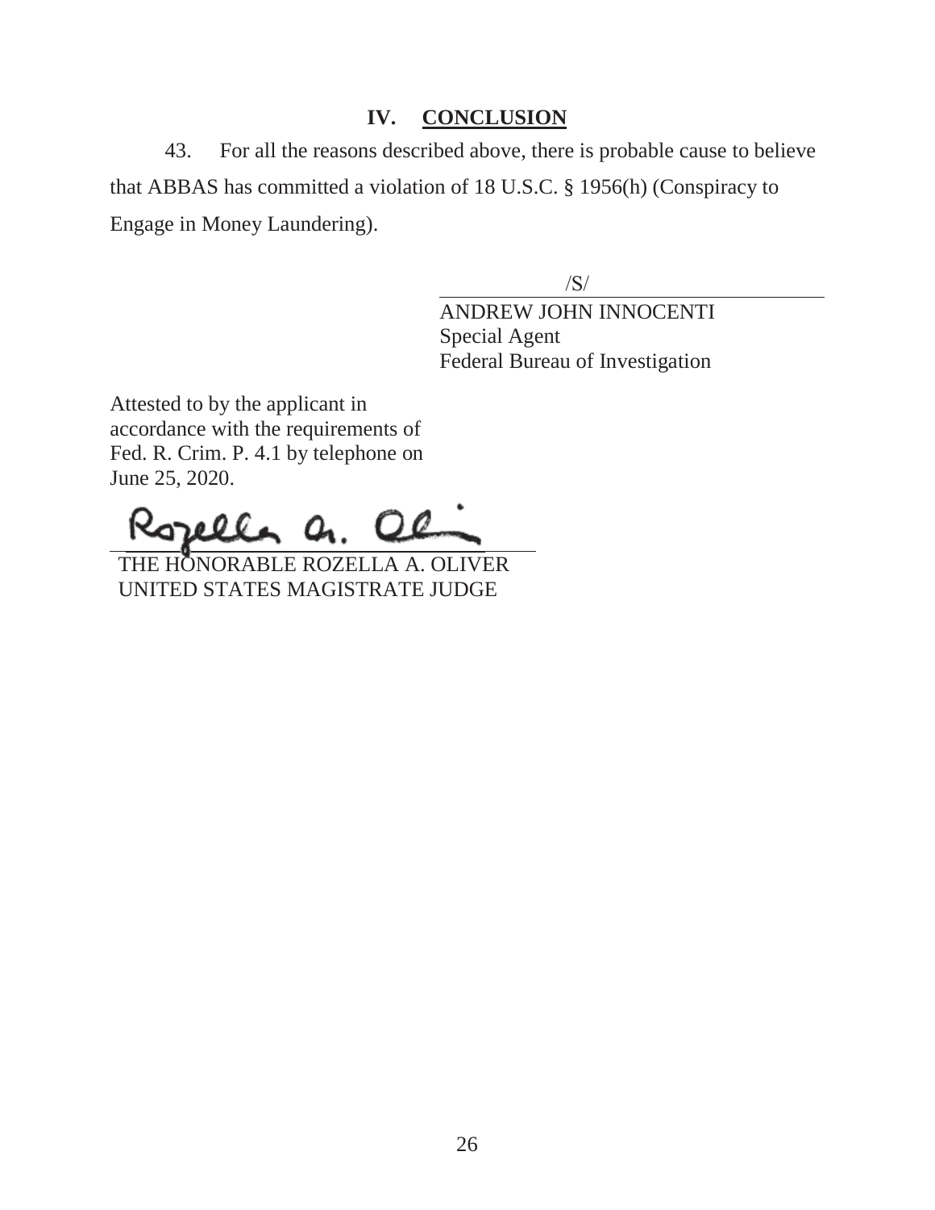## IV. CONCLUSION

43. For all the reasons described above, there is probable cause to believe that ABBAS has committed a violation of 18 U.S.C. § 1956(h) (Conspiracy to Engage in Money Laundering).

/S/

ANDREW JOHN INNOCENTI
Special Agent
Federal Bureau of Investigation

Attested to by the applicant in accordance with the requirements of Fed. R. Crim. P. 4.1 by telephone on June 25, 2020.

Rozella A. Oliver

THE HONORABLE ROZELLA A. OLIVER
UNITED STATES MAGISTRATE JUDGE